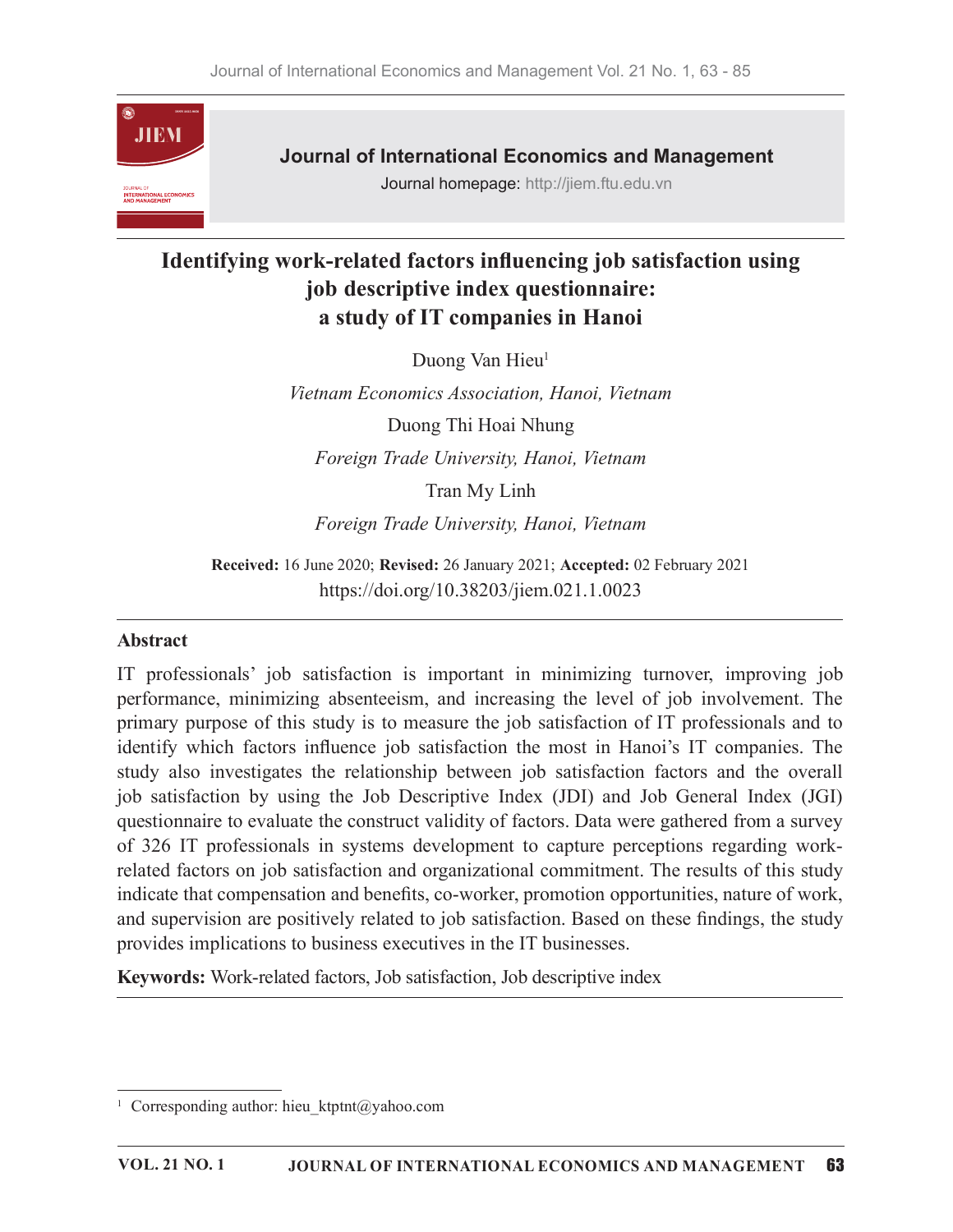# Identifying work-related factors influencing job satisfaction using job descriptive index questionnaire: a study of IT companies in Hanoi

Duong Van Hieu[1]

*Vietnam Economics Association, Hanoi, Vietnam*

Duong Thi Hoai Nhung

*Foreign Trade University, Hanoi, Vietnam*

Tran My Linh

*Foreign Trade University, Hanoi, Vietnam*

**Received:** 16 June 2020; **Revised:** 26 January 2021; **Accepted:** 02 February 2021

https://doi.org/10.38203/jiem.021.1.0023

## Abstract

IT professionals' job satisfaction is important in minimizing turnover, improving job performance, minimizing absenteeism, and increasing the level of job involvement. The primary purpose of this study is to measure the job satisfaction of IT professionals and to identify which factors influence job satisfaction the most in Hanoi's IT companies. The study also investigates the relationship between job satisfaction factors and the overall job satisfaction by using the Job Descriptive Index (JDI) and Job General Index (JGI) questionnaire to evaluate the construct validity of factors. Data were gathered from a survey of 326 IT professionals in systems development to capture perceptions regarding work-related factors on job satisfaction and organizational commitment. The results of this study indicate that compensation and benefits, co-worker, promotion opportunities, nature of work, and supervision are positively related to job satisfaction. Based on these findings, the study provides implications to business executives in the IT businesses.

**Keywords:** Work-related factors, Job satisfaction, Job descriptive index

---

[1] Corresponding author: hieu_ktptnt@yahoo.com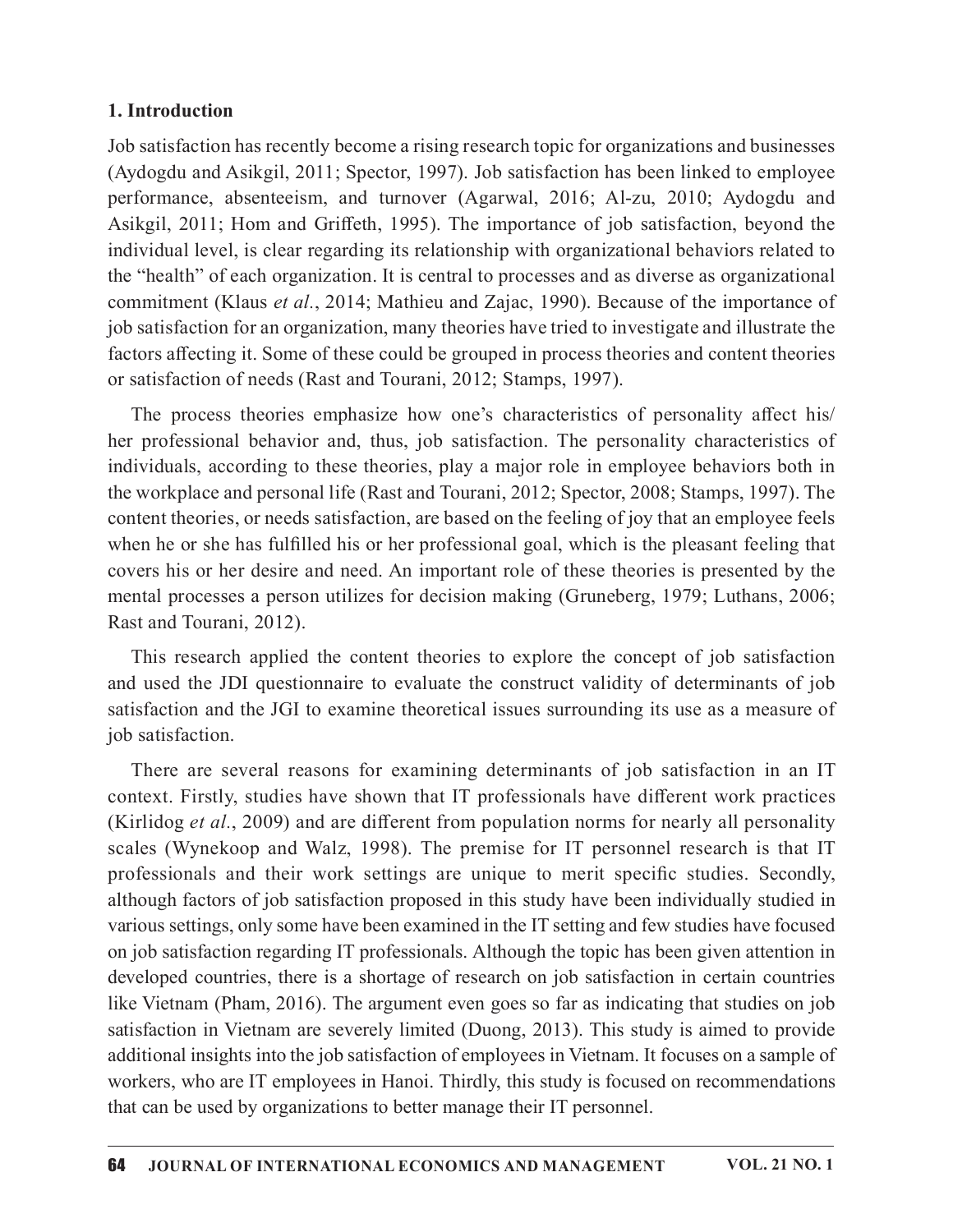## 1. Introduction

Job satisfaction has recently become a rising research topic for organizations and businesses (Aydogdu and Asikgil, 2011; Spector, 1997). Job satisfaction has been linked to employee performance, absenteeism, and turnover (Agarwal, 2016; Al-zu, 2010; Aydogdu and Asikgil, 2011; Hom and Griffeth, 1995). The importance of job satisfaction, beyond the individual level, is clear regarding its relationship with organizational behaviors related to the "health" of each organization. It is central to processes and as diverse as organizational commitment (Klaus *et al.*, 2014; Mathieu and Zajac, 1990). Because of the importance of job satisfaction for an organization, many theories have tried to investigate and illustrate the factors affecting it. Some of these could be grouped in process theories and content theories or satisfaction of needs (Rast and Tourani, 2012; Stamps, 1997).

The process theories emphasize how one's characteristics of personality affect his/her professional behavior and, thus, job satisfaction. The personality characteristics of individuals, according to these theories, play a major role in employee behaviors both in the workplace and personal life (Rast and Tourani, 2012; Spector, 2008; Stamps, 1997). The content theories, or needs satisfaction, are based on the feeling of joy that an employee feels when he or she has fulfilled his or her professional goal, which is the pleasant feeling that covers his or her desire and need. An important role of these theories is presented by the mental processes a person utilizes for decision making (Gruneberg, 1979; Luthans, 2006; Rast and Tourani, 2012).

This research applied the content theories to explore the concept of job satisfaction and used the JDI questionnaire to evaluate the construct validity of determinants of job satisfaction and the JGI to examine theoretical issues surrounding its use as a measure of job satisfaction.

There are several reasons for examining determinants of job satisfaction in an IT context. Firstly, studies have shown that IT professionals have different work practices (Kirlidog *et al.*, 2009) and are different from population norms for nearly all personality scales (Wynekoop and Walz, 1998). The premise for IT personnel research is that IT professionals and their work settings are unique to merit specific studies. Secondly, although factors of job satisfaction proposed in this study have been individually studied in various settings, only some have been examined in the IT setting and few studies have focused on job satisfaction regarding IT professionals. Although the topic has been given attention in developed countries, there is a shortage of research on job satisfaction in certain countries like Vietnam (Pham, 2016). The argument even goes so far as indicating that studies on job satisfaction in Vietnam are severely limited (Duong, 2013). This study is aimed to provide additional insights into the job satisfaction of employees in Vietnam. It focuses on a sample of workers, who are IT employees in Hanoi. Thirdly, this study is focused on recommendations that can be used by organizations to better manage their IT personnel.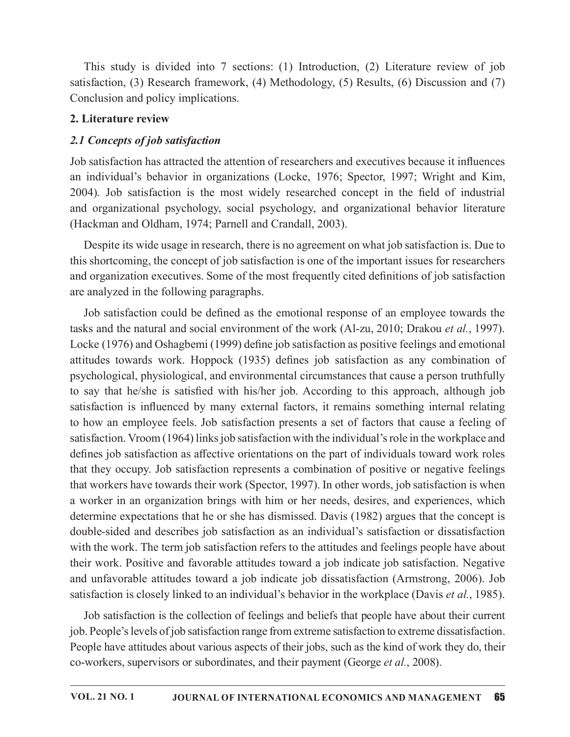This study is divided into 7 sections: (1) Introduction, (2) Literature review of job satisfaction, (3) Research framework, (4) Methodology, (5) Results, (6) Discussion and (7) Conclusion and policy implications.

## 2. Literature review

### *2.1 Concepts of job satisfaction*

Job satisfaction has attracted the attention of researchers and executives because it influences an individual's behavior in organizations (Locke, 1976; Spector, 1997; Wright and Kim, 2004). Job satisfaction is the most widely researched concept in the field of industrial and organizational psychology, social psychology, and organizational behavior literature (Hackman and Oldham, 1974; Parnell and Crandall, 2003).

Despite its wide usage in research, there is no agreement on what job satisfaction is. Due to this shortcoming, the concept of job satisfaction is one of the important issues for researchers and organization executives. Some of the most frequently cited definitions of job satisfaction are analyzed in the following paragraphs.

Job satisfaction could be defined as the emotional response of an employee towards the tasks and the natural and social environment of the work (Al-zu, 2010; Drakou *et al.*, 1997). Locke (1976) and Oshagbemi (1999) define job satisfaction as positive feelings and emotional attitudes towards work. Hoppock (1935) defines job satisfaction as any combination of psychological, physiological, and environmental circumstances that cause a person truthfully to say that he/she is satisfied with his/her job. According to this approach, although job satisfaction is influenced by many external factors, it remains something internal relating to how an employee feels. Job satisfaction presents a set of factors that cause a feeling of satisfaction. Vroom (1964) links job satisfaction with the individual's role in the workplace and defines job satisfaction as affective orientations on the part of individuals toward work roles that they occupy. Job satisfaction represents a combination of positive or negative feelings that workers have towards their work (Spector, 1997). In other words, job satisfaction is when a worker in an organization brings with him or her needs, desires, and experiences, which determine expectations that he or she has dismissed. Davis (1982) argues that the concept is double-sided and describes job satisfaction as an individual's satisfaction or dissatisfaction with the work. The term job satisfaction refers to the attitudes and feelings people have about their work. Positive and favorable attitudes toward a job indicate job satisfaction. Negative and unfavorable attitudes toward a job indicate job dissatisfaction (Armstrong, 2006). Job satisfaction is closely linked to an individual's behavior in the workplace (Davis *et al.*, 1985).

Job satisfaction is the collection of feelings and beliefs that people have about their current job. People's levels of job satisfaction range from extreme satisfaction to extreme dissatisfaction. People have attitudes about various aspects of their jobs, such as the kind of work they do, their co-workers, supervisors or subordinates, and their payment (George *et al.*, 2008).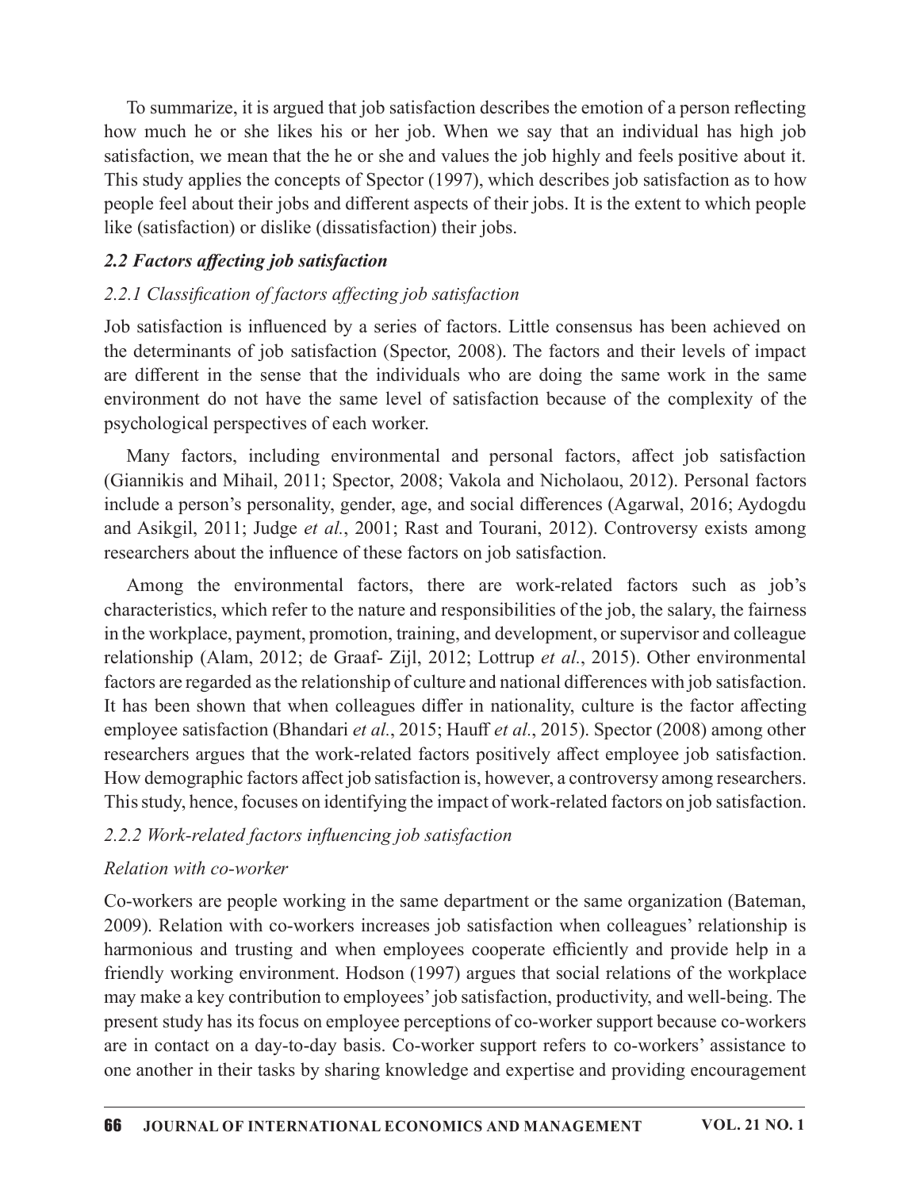To summarize, it is argued that job satisfaction describes the emotion of a person reflecting how much he or she likes his or her job. When we say that an individual has high job satisfaction, we mean that the he or she and values the job highly and feels positive about it. This study applies the concepts of Spector (1997), which describes job satisfaction as to how people feel about their jobs and different aspects of their jobs. It is the extent to which people like (satisfaction) or dislike (dissatisfaction) their jobs.

### *2.2 Factors affecting job satisfaction*

#### *2.2.1 Classification of factors affecting job satisfaction*

Job satisfaction is influenced by a series of factors. Little consensus has been achieved on the determinants of job satisfaction (Spector, 2008). The factors and their levels of impact are different in the sense that the individuals who are doing the same work in the same environment do not have the same level of satisfaction because of the complexity of the psychological perspectives of each worker.

Many factors, including environmental and personal factors, affect job satisfaction (Giannikis and Mihail, 2011; Spector, 2008; Vakola and Nicholaou, 2012). Personal factors include a person's personality, gender, age, and social differences (Agarwal, 2016; Aydogdu and Asikgil, 2011; Judge *et al.*, 2001; Rast and Tourani, 2012). Controversy exists among researchers about the influence of these factors on job satisfaction.

Among the environmental factors, there are work-related factors such as job's characteristics, which refer to the nature and responsibilities of the job, the salary, the fairness in the workplace, payment, promotion, training, and development, or supervisor and colleague relationship (Alam, 2012; de Graaf- Zijl, 2012; Lottrup *et al.*, 2015). Other environmental factors are regarded as the relationship of culture and national differences with job satisfaction. It has been shown that when colleagues differ in nationality, culture is the factor affecting employee satisfaction (Bhandari *et al.*, 2015; Hauff *et al.*, 2015). Spector (2008) among other researchers argues that the work-related factors positively affect employee job satisfaction. How demographic factors affect job satisfaction is, however, a controversy among researchers. This study, hence, focuses on identifying the impact of work-related factors on job satisfaction.

#### *2.2.2 Work-related factors influencing job satisfaction*

*Relation with co-worker*

Co-workers are people working in the same department or the same organization (Bateman, 2009). Relation with co-workers increases job satisfaction when colleagues' relationship is harmonious and trusting and when employees cooperate efficiently and provide help in a friendly working environment. Hodson (1997) argues that social relations of the workplace may make a key contribution to employees' job satisfaction, productivity, and well-being. The present study has its focus on employee perceptions of co-worker support because co-workers are in contact on a day-to-day basis. Co-worker support refers to co-workers' assistance to one another in their tasks by sharing knowledge and expertise and providing encouragement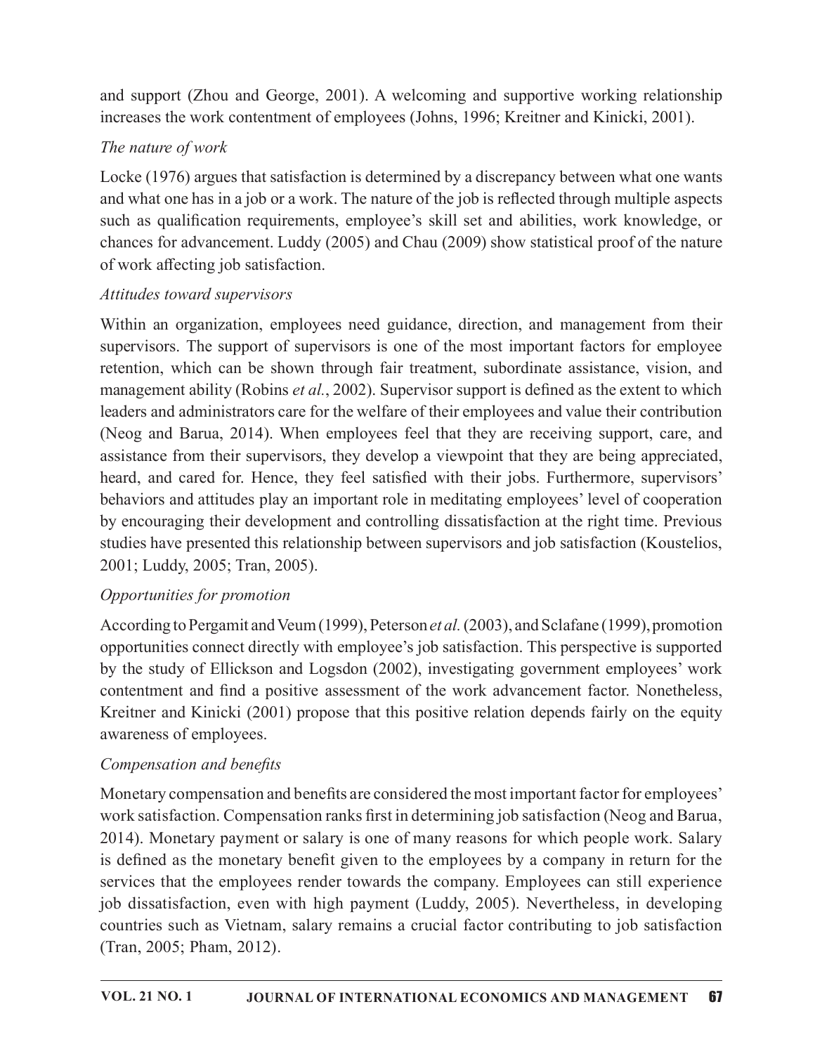and support (Zhou and George, 2001). A welcoming and supportive working relationship increases the work contentment of employees (Johns, 1996; Kreitner and Kinicki, 2001).

*The nature of work*

Locke (1976) argues that satisfaction is determined by a discrepancy between what one wants and what one has in a job or a work. The nature of the job is reflected through multiple aspects such as qualification requirements, employee's skill set and abilities, work knowledge, or chances for advancement. Luddy (2005) and Chau (2009) show statistical proof of the nature of work affecting job satisfaction.

*Attitudes toward supervisors*

Within an organization, employees need guidance, direction, and management from their supervisors. The support of supervisors is one of the most important factors for employee retention, which can be shown through fair treatment, subordinate assistance, vision, and management ability (Robins *et al.*, 2002). Supervisor support is defined as the extent to which leaders and administrators care for the welfare of their employees and value their contribution (Neog and Barua, 2014). When employees feel that they are receiving support, care, and assistance from their supervisors, they develop a viewpoint that they are being appreciated, heard, and cared for. Hence, they feel satisfied with their jobs. Furthermore, supervisors' behaviors and attitudes play an important role in meditating employees' level of cooperation by encouraging their development and controlling dissatisfaction at the right time. Previous studies have presented this relationship between supervisors and job satisfaction (Koustelios, 2001; Luddy, 2005; Tran, 2005).

*Opportunities for promotion*

According to Pergamit and Veum (1999), Peterson *et al.* (2003), and Sclafane (1999), promotion opportunities connect directly with employee's job satisfaction. This perspective is supported by the study of Ellickson and Logsdon (2002), investigating government employees' work contentment and find a positive assessment of the work advancement factor. Nonetheless, Kreitner and Kinicki (2001) propose that this positive relation depends fairly on the equity awareness of employees.

*Compensation and benefits*

Monetary compensation and benefits are considered the most important factor for employees' work satisfaction. Compensation ranks first in determining job satisfaction (Neog and Barua, 2014). Monetary payment or salary is one of many reasons for which people work. Salary is defined as the monetary benefit given to the employees by a company in return for the services that the employees render towards the company. Employees can still experience job dissatisfaction, even with high payment (Luddy, 2005). Nevertheless, in developing countries such as Vietnam, salary remains a crucial factor contributing to job satisfaction (Tran, 2005; Pham, 2012).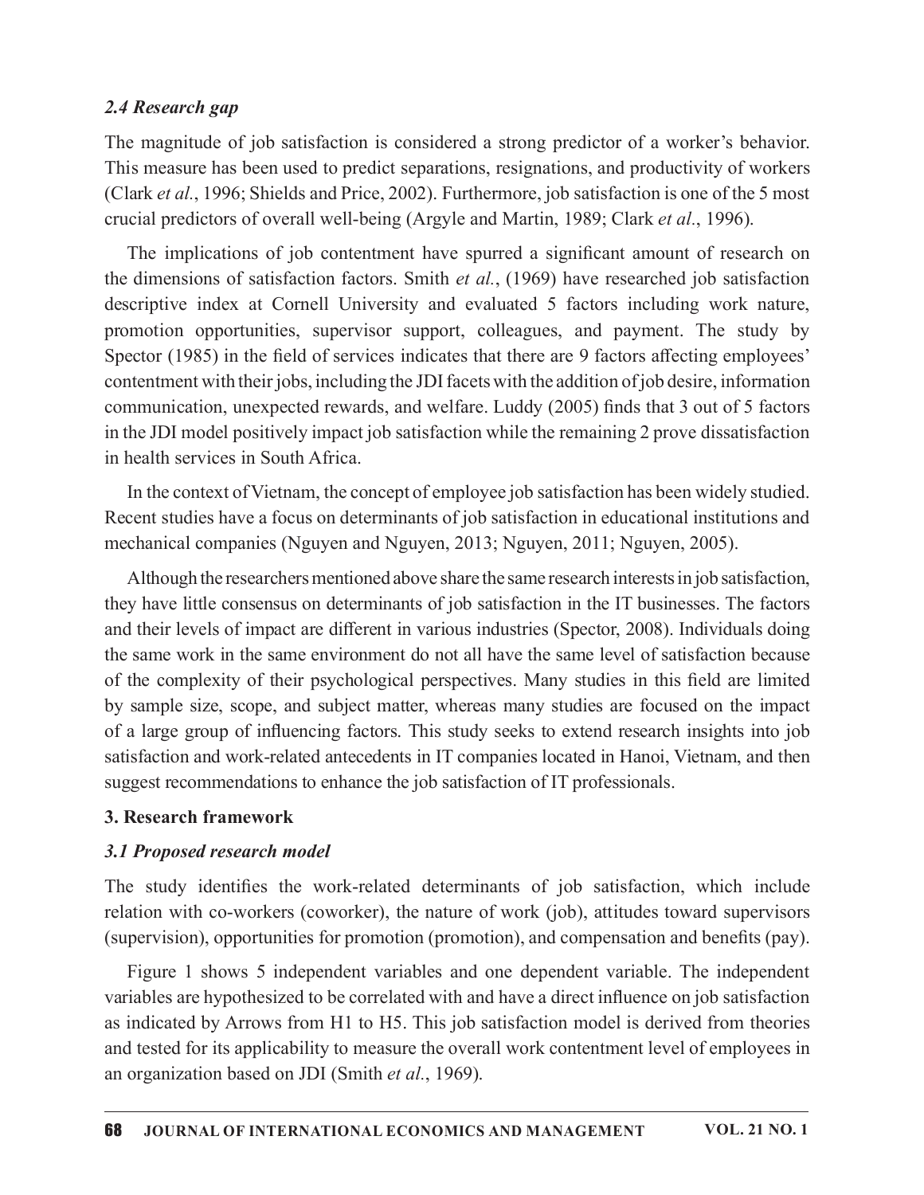### *2.4 Research gap*

The magnitude of job satisfaction is considered a strong predictor of a worker's behavior. This measure has been used to predict separations, resignations, and productivity of workers (Clark *et al.*, 1996; Shields and Price, 2002). Furthermore, job satisfaction is one of the 5 most crucial predictors of overall well-being (Argyle and Martin, 1989; Clark *et al.*, 1996).

The implications of job contentment have spurred a significant amount of research on the dimensions of satisfaction factors. Smith *et al.*, (1969) have researched job satisfaction descriptive index at Cornell University and evaluated 5 factors including work nature, promotion opportunities, supervisor support, colleagues, and payment. The study by Spector (1985) in the field of services indicates that there are 9 factors affecting employees' contentment with their jobs, including the JDI facets with the addition of job desire, information communication, unexpected rewards, and welfare. Luddy (2005) finds that 3 out of 5 factors in the JDI model positively impact job satisfaction while the remaining 2 prove dissatisfaction in health services in South Africa.

In the context of Vietnam, the concept of employee job satisfaction has been widely studied. Recent studies have a focus on determinants of job satisfaction in educational institutions and mechanical companies (Nguyen and Nguyen, 2013; Nguyen, 2011; Nguyen, 2005).

Although the researchers mentioned above share the same research interests in job satisfaction, they have little consensus on determinants of job satisfaction in the IT businesses. The factors and their levels of impact are different in various industries (Spector, 2008). Individuals doing the same work in the same environment do not all have the same level of satisfaction because of the complexity of their psychological perspectives. Many studies in this field are limited by sample size, scope, and subject matter, whereas many studies are focused on the impact of a large group of influencing factors. This study seeks to extend research insights into job satisfaction and work-related antecedents in IT companies located in Hanoi, Vietnam, and then suggest recommendations to enhance the job satisfaction of IT professionals.

## 3. Research framework

### *3.1 Proposed research model*

The study identifies the work-related determinants of job satisfaction, which include relation with co-workers (coworker), the nature of work (job), attitudes toward supervisors (supervision), opportunities for promotion (promotion), and compensation and benefits (pay).

Figure 1 shows 5 independent variables and one dependent variable. The independent variables are hypothesized to be correlated with and have a direct influence on job satisfaction as indicated by Arrows from H1 to H5. This job satisfaction model is derived from theories and tested for its applicability to measure the overall work contentment level of employees in an organization based on JDI (Smith *et al.*, 1969).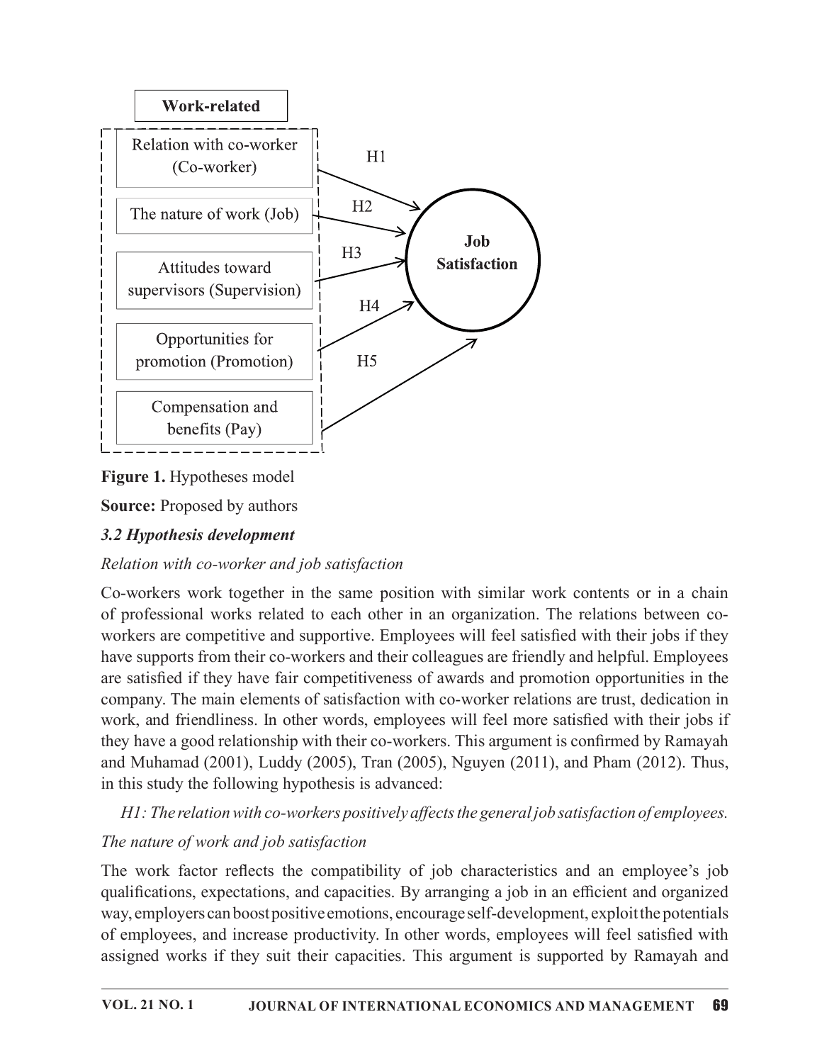**Work-related**

- Relation with co-worker (Co-worker) → H1
- The nature of work (Job) → H2
- Attitudes toward supervisors (Supervision) → H3
- Opportunities for promotion (Promotion) → H4
- Compensation and benefits (Pay) → H5

**Job Satisfaction**

**Figure 1.** Hypotheses model

**Source:** Proposed by authors

### *3.2 Hypothesis development*

*Relation with co-worker and job satisfaction*

Co-workers work together in the same position with similar work contents or in a chain of professional works related to each other in an organization. The relations between co-workers are competitive and supportive. Employees will feel satisfied with their jobs if they have supports from their co-workers and their colleagues are friendly and helpful. Employees are satisfied if they have fair competitiveness of awards and promotion opportunities in the company. The main elements of satisfaction with co-worker relations are trust, dedication in work, and friendliness. In other words, employees will feel more satisfied with their jobs if they have a good relationship with their co-workers. This argument is confirmed by Ramayah and Muhamad (2001), Luddy (2005), Tran (2005), Nguyen (2011), and Pham (2012). Thus, in this study the following hypothesis is advanced:

*H1: The relation with co-workers positively affects the general job satisfaction of employees.*

*The nature of work and job satisfaction*

The work factor reflects the compatibility of job characteristics and an employee's job qualifications, expectations, and capacities. By arranging a job in an efficient and organized way, employers can boost positive emotions, encourage self-development, exploit the potentials of employees, and increase productivity. In other words, employees will feel satisfied with assigned works if they suit their capacities. This argument is supported by Ramayah and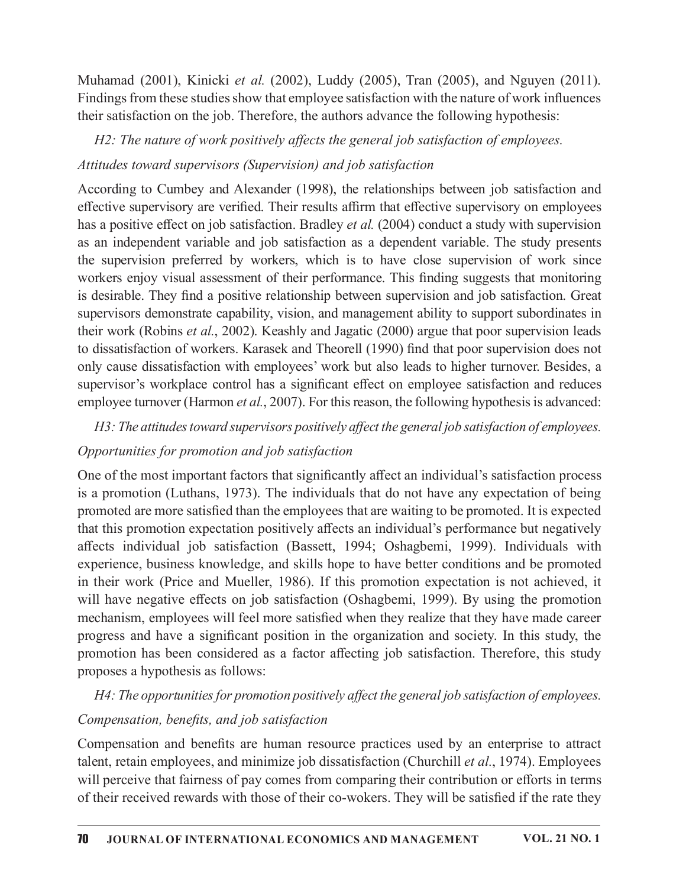Muhamad (2001), Kinicki *et al.* (2002), Luddy (2005), Tran (2005), and Nguyen (2011). Findings from these studies show that employee satisfaction with the nature of work influences their satisfaction on the job. Therefore, the authors advance the following hypothesis:

*H2: The nature of work positively affects the general job satisfaction of employees.*

*Attitudes toward supervisors (Supervision) and job satisfaction*

According to Cumbey and Alexander (1998), the relationships between job satisfaction and effective supervisory are verified. Their results affirm that effective supervisory on employees has a positive effect on job satisfaction. Bradley *et al.* (2004) conduct a study with supervision as an independent variable and job satisfaction as a dependent variable. The study presents the supervision preferred by workers, which is to have close supervision of work since workers enjoy visual assessment of their performance. This finding suggests that monitoring is desirable. They find a positive relationship between supervision and job satisfaction. Great supervisors demonstrate capability, vision, and management ability to support subordinates in their work (Robins *et al.*, 2002). Keashly and Jagatic (2000) argue that poor supervision leads to dissatisfaction of workers. Karasek and Theorell (1990) find that poor supervision does not only cause dissatisfaction with employees' work but also leads to higher turnover. Besides, a supervisor's workplace control has a significant effect on employee satisfaction and reduces employee turnover (Harmon *et al.*, 2007). For this reason, the following hypothesis is advanced:

*H3: The attitudes toward supervisors positively affect the general job satisfaction of employees.*

*Opportunities for promotion and job satisfaction*

One of the most important factors that significantly affect an individual's satisfaction process is a promotion (Luthans, 1973). The individuals that do not have any expectation of being promoted are more satisfied than the employees that are waiting to be promoted. It is expected that this promotion expectation positively affects an individual's performance but negatively affects individual job satisfaction (Bassett, 1994; Oshagbemi, 1999). Individuals with experience, business knowledge, and skills hope to have better conditions and be promoted in their work (Price and Mueller, 1986). If this promotion expectation is not achieved, it will have negative effects on job satisfaction (Oshagbemi, 1999). By using the promotion mechanism, employees will feel more satisfied when they realize that they have made career progress and have a significant position in the organization and society. In this study, the promotion has been considered as a factor affecting job satisfaction. Therefore, this study proposes a hypothesis as follows:

*H4: The opportunities for promotion positively affect the general job satisfaction of employees.*

*Compensation, benefits, and job satisfaction*

Compensation and benefits are human resource practices used by an enterprise to attract talent, retain employees, and minimize job dissatisfaction (Churchill *et al.*, 1974). Employees will perceive that fairness of pay comes from comparing their contribution or efforts in terms of their received rewards with those of their co-wokers. They will be satisfied if the rate they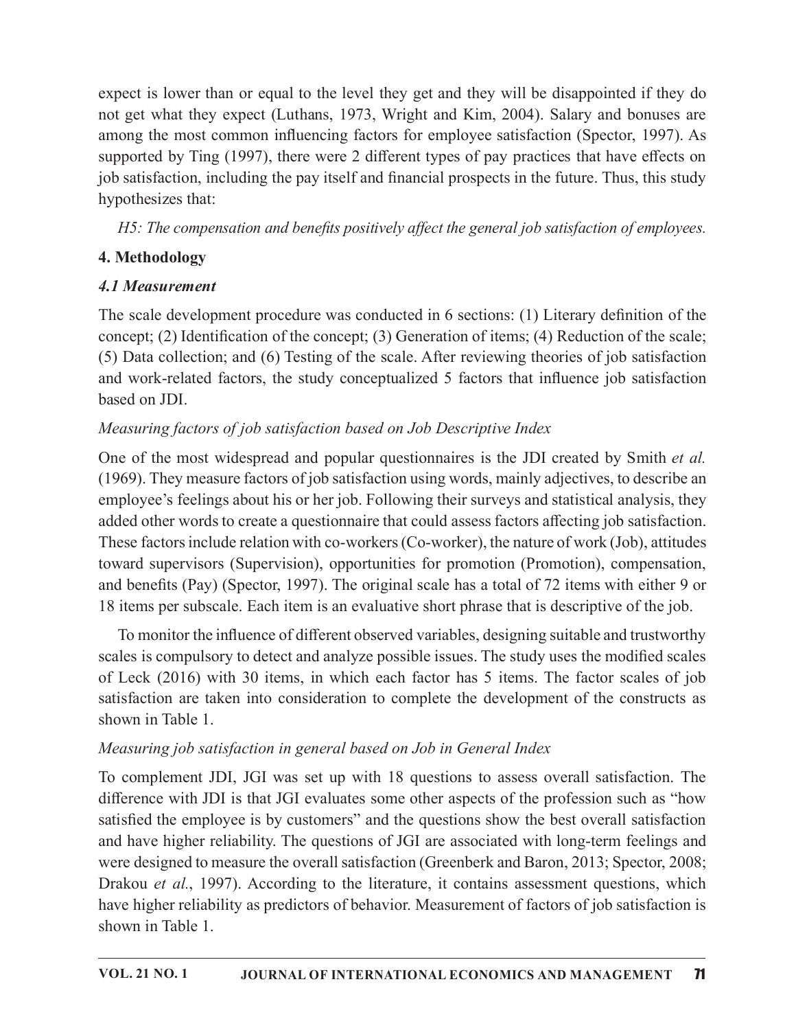expect is lower than or equal to the level they get and they will be disappointed if they do not get what they expect (Luthans, 1973, Wright and Kim, 2004). Salary and bonuses are among the most common influencing factors for employee satisfaction (Spector, 1997). As supported by Ting (1997), there were 2 different types of pay practices that have effects on job satisfaction, including the pay itself and financial prospects in the future. Thus, this study hypothesizes that:

*H5: The compensation and benefits positively affect the general job satisfaction of employees.*

## 4. Methodology

### *4.1 Measurement*

The scale development procedure was conducted in 6 sections: (1) Literary definition of the concept; (2) Identification of the concept; (3) Generation of items; (4) Reduction of the scale; (5) Data collection; and (6) Testing of the scale. After reviewing theories of job satisfaction and work-related factors, the study conceptualized 5 factors that influence job satisfaction based on JDI.

*Measuring factors of job satisfaction based on Job Descriptive Index*

One of the most widespread and popular questionnaires is the JDI created by Smith *et al.* (1969). They measure factors of job satisfaction using words, mainly adjectives, to describe an employee's feelings about his or her job. Following their surveys and statistical analysis, they added other words to create a questionnaire that could assess factors affecting job satisfaction. These factors include relation with co-workers (Co-worker), the nature of work (Job), attitudes toward supervisors (Supervision), opportunities for promotion (Promotion), compensation, and benefits (Pay) (Spector, 1997). The original scale has a total of 72 items with either 9 or 18 items per subscale. Each item is an evaluative short phrase that is descriptive of the job.

To monitor the influence of different observed variables, designing suitable and trustworthy scales is compulsory to detect and analyze possible issues. The study uses the modified scales of Leck (2016) with 30 items, in which each factor has 5 items. The factor scales of job satisfaction are taken into consideration to complete the development of the constructs as shown in Table 1.

*Measuring job satisfaction in general based on Job in General Index*

To complement JDI, JGI was set up with 18 questions to assess overall satisfaction. The difference with JDI is that JGI evaluates some other aspects of the profession such as "how satisfied the employee is by customers" and the questions show the best overall satisfaction and have higher reliability. The questions of JGI are associated with long-term feelings and were designed to measure the overall satisfaction (Greenberk and Baron, 2013; Spector, 2008; Drakou *et al.*, 1997). According to the literature, it contains assessment questions, which have higher reliability as predictors of behavior. Measurement of factors of job satisfaction is shown in Table 1.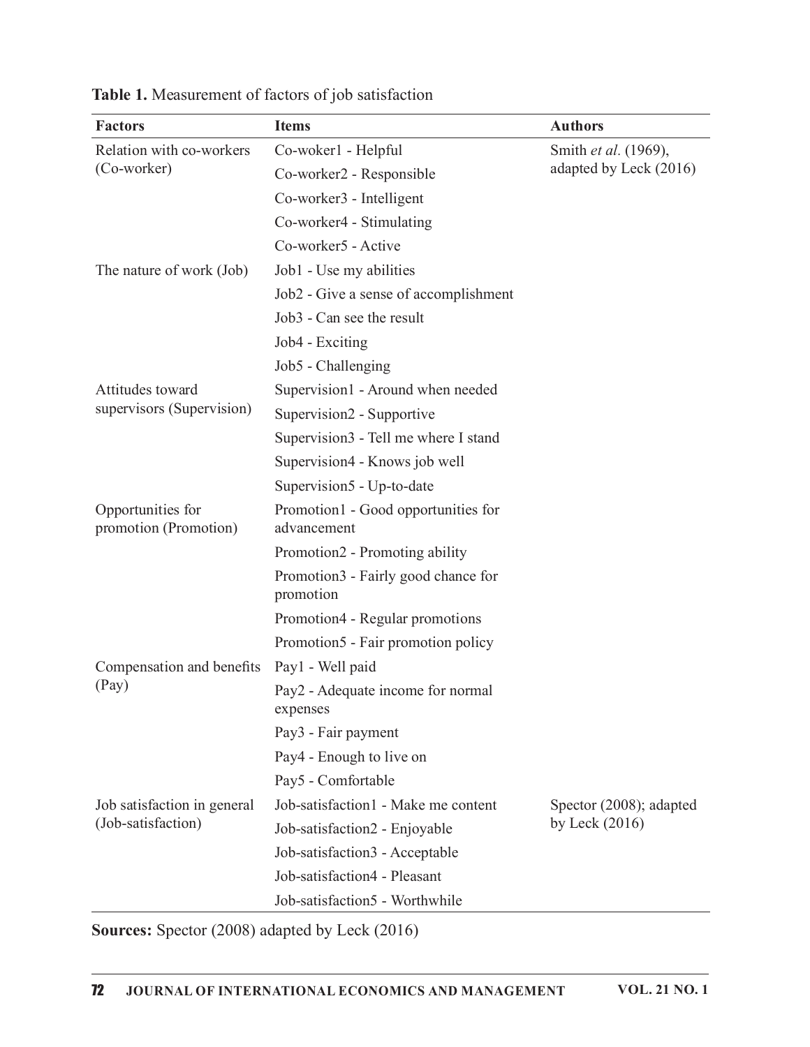**Table 1.** Measurement of factors of job satisfaction

| Factors | Items | Authors |
|---|---|---|
| Relation with co-workers (Co-worker) | Co-woker1 - Helpful | Smith *et al*. (1969), adapted by Leck (2016) |
| | Co-worker2 - Responsible | |
| | Co-worker3 - Intelligent | |
| | Co-worker4 - Stimulating | |
| | Co-worker5 - Active | |
| The nature of work (Job) | Job1 - Use my abilities | |
| | Job2 - Give a sense of accomplishment | |
| | Job3 - Can see the result | |
| | Job4 - Exciting | |
| | Job5 - Challenging | |
| Attitudes toward supervisors (Supervision) | Supervision1 - Around when needed | |
| | Supervision2 - Supportive | |
| | Supervision3 - Tell me where I stand | |
| | Supervision4 - Knows job well | |
| | Supervision5 - Up-to-date | |
| Opportunities for promotion (Promotion) | Promotion1 - Good opportunities for advancement | |
| | Promotion2 - Promoting ability | |
| | Promotion3 - Fairly good chance for promotion | |
| | Promotion4 - Regular promotions | |
| | Promotion5 - Fair promotion policy | |
| Compensation and benefits (Pay) | Pay1 - Well paid | |
| | Pay2 - Adequate income for normal expenses | |
| | Pay3 - Fair payment | |
| | Pay4 - Enough to live on | |
| | Pay5 - Comfortable | |
| Job satisfaction in general (Job-satisfaction) | Job-satisfaction1 - Make me content | Spector (2008); adapted by Leck (2016) |
| | Job-satisfaction2 - Enjoyable | |
| | Job-satisfaction3 - Acceptable | |
| | Job-satisfaction4 - Pleasant | |
| | Job-satisfaction5 - Worthwhile | |

**Sources:** Spector (2008) adapted by Leck (2016)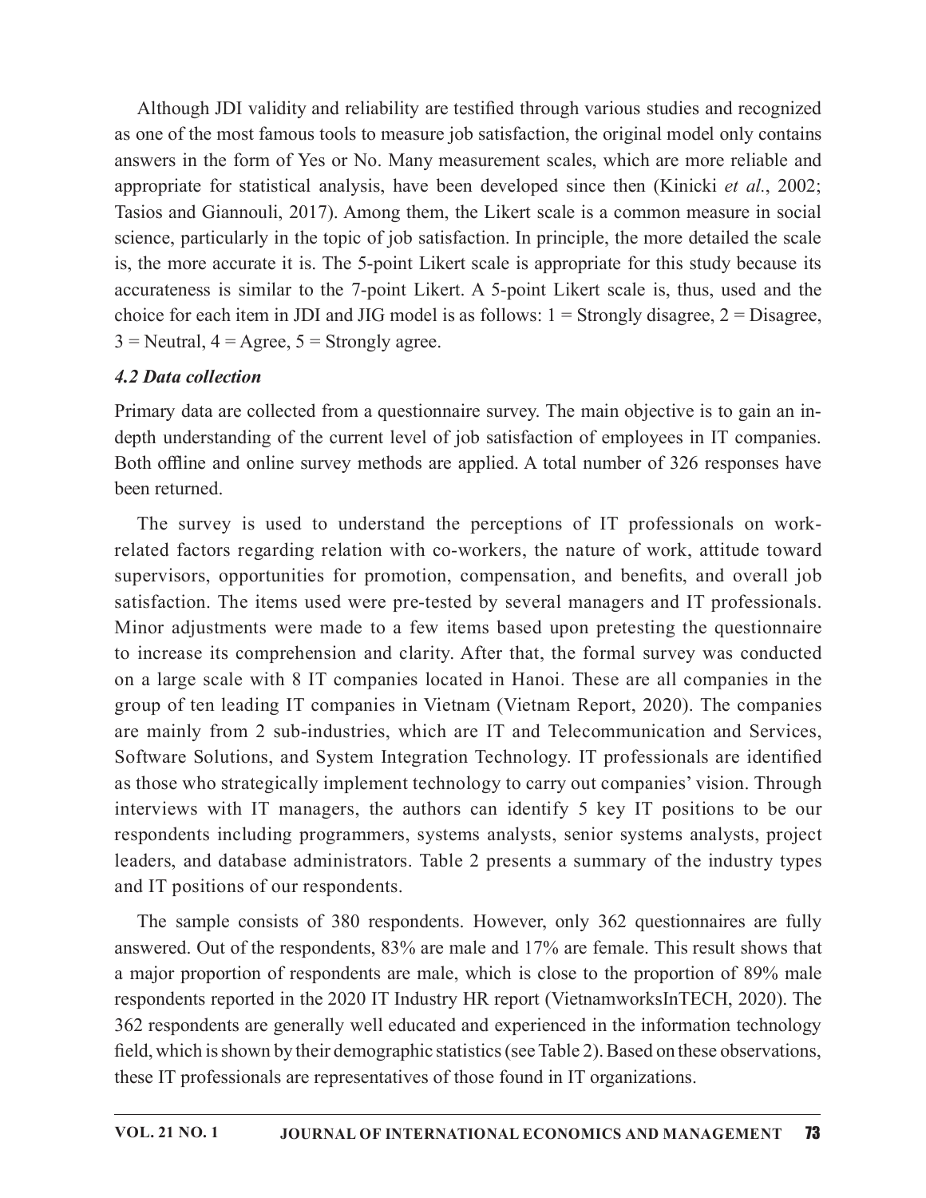Although JDI validity and reliability are testified through various studies and recognized as one of the most famous tools to measure job satisfaction, the original model only contains answers in the form of Yes or No. Many measurement scales, which are more reliable and appropriate for statistical analysis, have been developed since then (Kinicki *et al.*, 2002; Tasios and Giannouli, 2017). Among them, the Likert scale is a common measure in social science, particularly in the topic of job satisfaction. In principle, the more detailed the scale is, the more accurate it is. The 5-point Likert scale is appropriate for this study because its accurateness is similar to the 7-point Likert. A 5-point Likert scale is, thus, used and the choice for each item in JDI and JIG model is as follows: 1 = Strongly disagree, 2 = Disagree, 3 = Neutral, 4 = Agree, 5 = Strongly agree.

### *4.2 Data collection*

Primary data are collected from a questionnaire survey. The main objective is to gain an in-depth understanding of the current level of job satisfaction of employees in IT companies. Both offline and online survey methods are applied. A total number of 326 responses have been returned.

The survey is used to understand the perceptions of IT professionals on work-related factors regarding relation with co-workers, the nature of work, attitude toward supervisors, opportunities for promotion, compensation, and benefits, and overall job satisfaction. The items used were pre-tested by several managers and IT professionals. Minor adjustments were made to a few items based upon pretesting the questionnaire to increase its comprehension and clarity. After that, the formal survey was conducted on a large scale with 8 IT companies located in Hanoi. These are all companies in the group of ten leading IT companies in Vietnam (Vietnam Report, 2020). The companies are mainly from 2 sub-industries, which are IT and Telecommunication and Services, Software Solutions, and System Integration Technology. IT professionals are identified as those who strategically implement technology to carry out companies' vision. Through interviews with IT managers, the authors can identify 5 key IT positions to be our respondents including programmers, systems analysts, senior systems analysts, project leaders, and database administrators. Table 2 presents a summary of the industry types and IT positions of our respondents.

The sample consists of 380 respondents. However, only 362 questionnaires are fully answered. Out of the respondents, 83% are male and 17% are female. This result shows that a major proportion of respondents are male, which is close to the proportion of 89% male respondents reported in the 2020 IT Industry HR report (VietnamworksInTECH, 2020). The 362 respondents are generally well educated and experienced in the information technology field, which is shown by their demographic statistics (see Table 2). Based on these observations, these IT professionals are representatives of those found in IT organizations.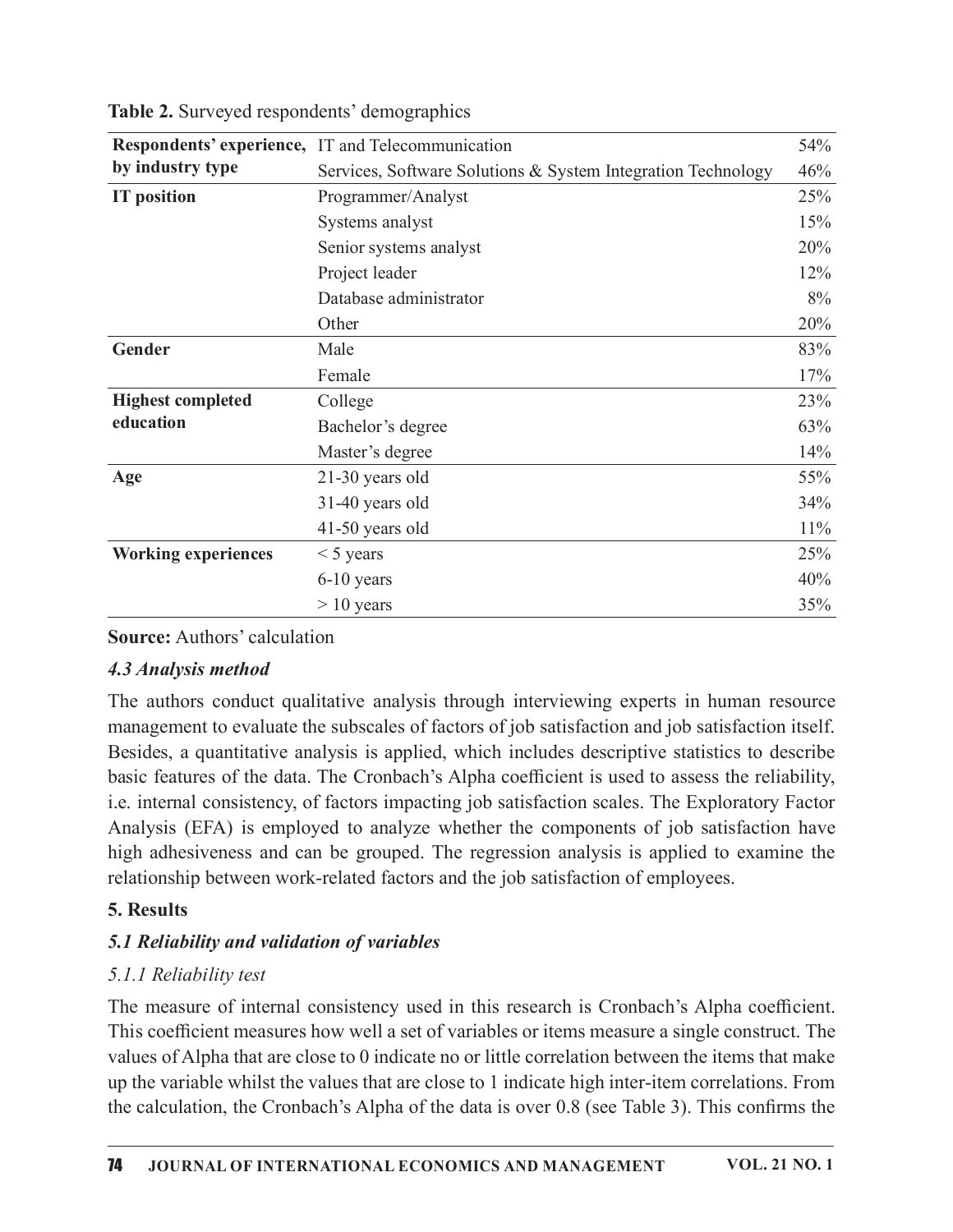Table 2. Surveyed respondents' demographics

| | | |
|---|---|---|
| **Respondents' experience, by industry type** | IT and Telecommunication | 54% |
| | Services, Software Solutions & System Integration Technology | 46% |
| **IT position** | Programmer/Analyst | 25% |
| | Systems analyst | 15% |
| | Senior systems analyst | 20% |
| | Project leader | 12% |
| | Database administrator | 8% |
| | Other | 20% |
| **Gender** | Male | 83% |
| | Female | 17% |
| **Highest completed education** | College | 23% |
| | Bachelor's degree | 63% |
| | Master's degree | 14% |
| **Age** | 21-30 years old | 55% |
| | 31-40 years old | 34% |
| | 41-50 years old | 11% |
| **Working experiences** | < 5 years | 25% |
| | 6-10 years | 40% |
| | > 10 years | 35% |

**Source:** Authors' calculation

### *4.3 Analysis method*

The authors conduct qualitative analysis through interviewing experts in human resource management to evaluate the subscales of factors of job satisfaction and job satisfaction itself. Besides, a quantitative analysis is applied, which includes descriptive statistics to describe basic features of the data. The Cronbach's Alpha coefficient is used to assess the reliability, i.e. internal consistency, of factors impacting job satisfaction scales. The Exploratory Factor Analysis (EFA) is employed to analyze whether the components of job satisfaction have high adhesiveness and can be grouped. The regression analysis is applied to examine the relationship between work-related factors and the job satisfaction of employees.

## 5. Results

### *5.1 Reliability and validation of variables*

#### *5.1.1 Reliability test*

The measure of internal consistency used in this research is Cronbach's Alpha coefficient. This coefficient measures how well a set of variables or items measure a single construct. The values of Alpha that are close to 0 indicate no or little correlation between the items that make up the variable whilst the values that are close to 1 indicate high inter-item correlations. From the calculation, the Cronbach's Alpha of the data is over 0.8 (see Table 3). This confirms the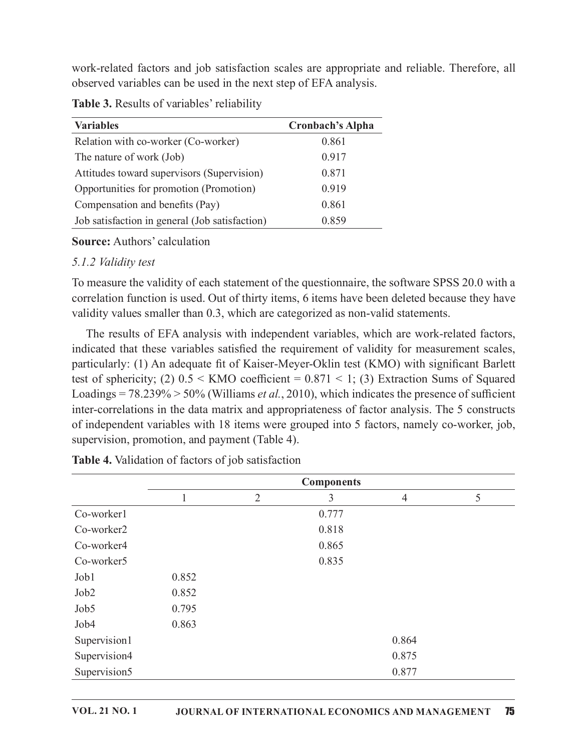work-related factors and job satisfaction scales are appropriate and reliable. Therefore, all observed variables can be used in the next step of EFA analysis.

**Table 3.** Results of variables' reliability

| Variables | Cronbach's Alpha |
|---|---|
| Relation with co-worker (Co-worker) | 0.861 |
| The nature of work (Job) | 0.917 |
| Attitudes toward supervisors (Supervision) | 0.871 |
| Opportunities for promotion (Promotion) | 0.919 |
| Compensation and benefits (Pay) | 0.861 |
| Job satisfaction in general (Job satisfaction) | 0.859 |

**Source:** Authors' calculation

*5.1.2 Validity test*

To measure the validity of each statement of the questionnaire, the software SPSS 20.0 with a correlation function is used. Out of thirty items, 6 items have been deleted because they have validity values smaller than 0.3, which are categorized as non-valid statements.

The results of EFA analysis with independent variables, which are work-related factors, indicated that these variables satisfied the requirement of validity for measurement scales, particularly: (1) An adequate fit of Kaiser-Meyer-Oklin test (KMO) with significant Barlett test of sphericity; (2) $0.5 <$ KMO coefficient $= 0.871 < 1$; (3) Extraction Sums of Squared Loadings = 78.239% > 50% (Williams *et al.*, 2010), which indicates the presence of sufficient inter-correlations in the data matrix and appropriateness of factor analysis. The 5 constructs of independent variables with 18 items were grouped into 5 factors, namely co-worker, job, supervision, promotion, and payment (Table 4).

**Table 4.** Validation of factors of job satisfaction

| | Components | | | | |
|---|---|---|---|---|---|
| | 1 | 2 | 3 | 4 | 5 |
| Co-worker1 | | | 0.777 | | |
| Co-worker2 | | | 0.818 | | |
| Co-worker4 | | | 0.865 | | |
| Co-worker5 | | | 0.835 | | |
| Job1 | 0.852 | | | | |
| Job2 | 0.852 | | | | |
| Job5 | 0.795 | | | | |
| Job4 | 0.863 | | | | |
| Supervision1 | | | | 0.864 | |
| Supervision4 | | | | 0.875 | |
| Supervision5 | | | | 0.877 | |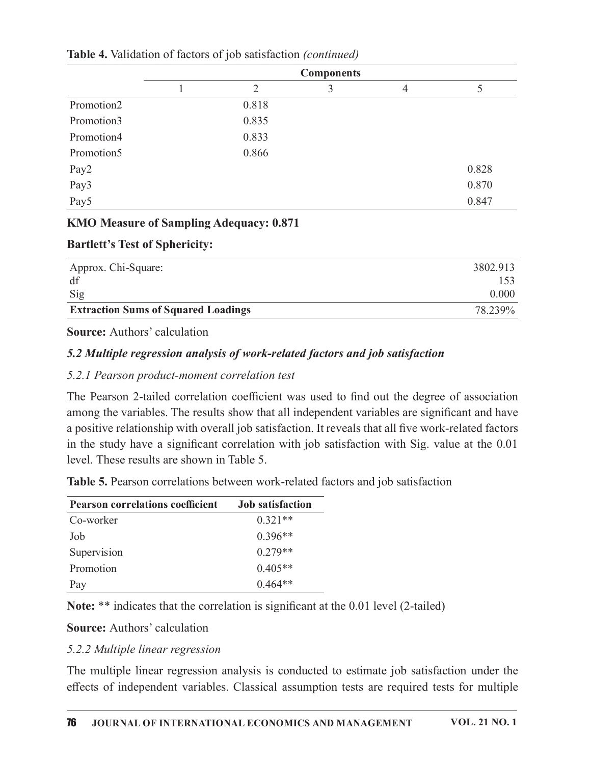**Table 4.** Validation of factors of job satisfaction *(continued)*

| | Components | | | | |
|---|---|---|---|---|---|
| | 1 | 2 | 3 | 4 | 5 |
| Promotion2 | | 0.818 | | | |
| Promotion3 | | 0.835 | | | |
| Promotion4 | | 0.833 | | | |
| Promotion5 | | 0.866 | | | |
| Pay2 | | | | | 0.828 |
| Pay3 | | | | | 0.870 |
| Pay5 | | | | | 0.847 |

**KMO Measure of Sampling Adequacy: 0.871**

**Bartlett's Test of Sphericity:**

| | |
|---|---|
| Approx. Chi-Square: | 3802.913 |
| df | 153 |
| Sig | 0.000 |
| **Extraction Sums of Squared Loadings** | 78.239% |

**Source:** Authors' calculation

### *5.2 Multiple regression analysis of work-related factors and job satisfaction*

#### *5.2.1 Pearson product-moment correlation test*

The Pearson 2-tailed correlation coefficient was used to find out the degree of association among the variables. The results show that all independent variables are significant and have a positive relationship with overall job satisfaction. It reveals that all five work-related factors in the study have a significant correlation with job satisfaction with Sig. value at the 0.01 level. These results are shown in Table 5.

**Table 5.** Pearson correlations between work-related factors and job satisfaction

| Pearson correlations coefficient | Job satisfaction |
|---|---|
| Co-worker | 0.321** |
| Job | 0.396** |
| Supervision | 0.279** |
| Promotion | 0.405** |
| Pay | 0.464** |

**Note:** ** indicates that the correlation is significant at the 0.01 level (2-tailed)

**Source:** Authors' calculation

#### *5.2.2 Multiple linear regression*

The multiple linear regression analysis is conducted to estimate job satisfaction under the effects of independent variables. Classical assumption tests are required tests for multiple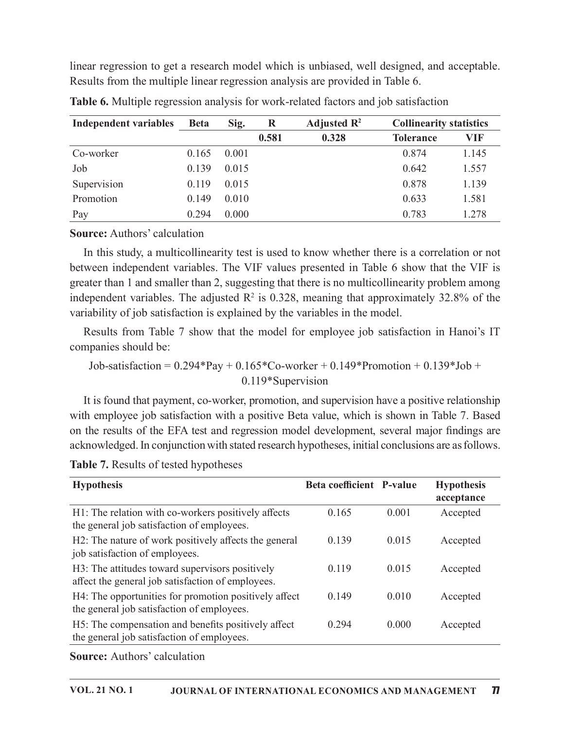linear regression to get a research model which is unbiased, well designed, and acceptable. Results from the multiple linear regression analysis are provided in Table 6.

**Table 6.** Multiple regression analysis for work-related factors and job satisfaction

| Independent variables | Beta | Sig. | R | Adjusted $R^2$ | Collinearity statistics | |
|---|---|---|---|---|---|---|
| | | | 0.581 | 0.328 | Tolerance | VIF |
| Co-worker | 0.165 | 0.001 | | | 0.874 | 1.145 |
| Job | 0.139 | 0.015 | | | 0.642 | 1.557 |
| Supervision | 0.119 | 0.015 | | | 0.878 | 1.139 |
| Promotion | 0.149 | 0.010 | | | 0.633 | 1.581 |
| Pay | 0.294 | 0.000 | | | 0.783 | 1.278 |

**Source:** Authors' calculation

In this study, a multicollinearity test is used to know whether there is a correlation or not between independent variables. The VIF values presented in Table 6 show that the VIF is greater than 1 and smaller than 2, suggesting that there is no multicollinearity problem among independent variables. The adjusted $R^2$ is 0.328, meaning that approximately 32.8% of the variability of job satisfaction is explained by the variables in the model.

Results from Table 7 show that the model for employee job satisfaction in Hanoi's IT companies should be:

$$\text{Job-satisfaction} = 0.294*\text{Pay} + 0.165*\text{Co-worker} + 0.149*\text{Promotion} + 0.139*\text{Job} + 0.119*\text{Supervision}$$

It is found that payment, co-worker, promotion, and supervision have a positive relationship with employee job satisfaction with a positive Beta value, which is shown in Table 7. Based on the results of the EFA test and regression model development, several major findings are acknowledged. In conjunction with stated research hypotheses, initial conclusions are as follows.

**Table 7.** Results of tested hypotheses

| Hypothesis | Beta coefficient | P-value | Hypothesis acceptance |
|---|---|---|---|
| H1: The relation with co-workers positively affects the general job satisfaction of employees. | 0.165 | 0.001 | Accepted |
| H2: The nature of work positively affects the general job satisfaction of employees. | 0.139 | 0.015 | Accepted |
| H3: The attitudes toward supervisors positively affect the general job satisfaction of employees. | 0.119 | 0.015 | Accepted |
| H4: The opportunities for promotion positively affect the general job satisfaction of employees. | 0.149 | 0.010 | Accepted |
| H5: The compensation and benefits positively affect the general job satisfaction of employees. | 0.294 | 0.000 | Accepted |

**Source:** Authors' calculation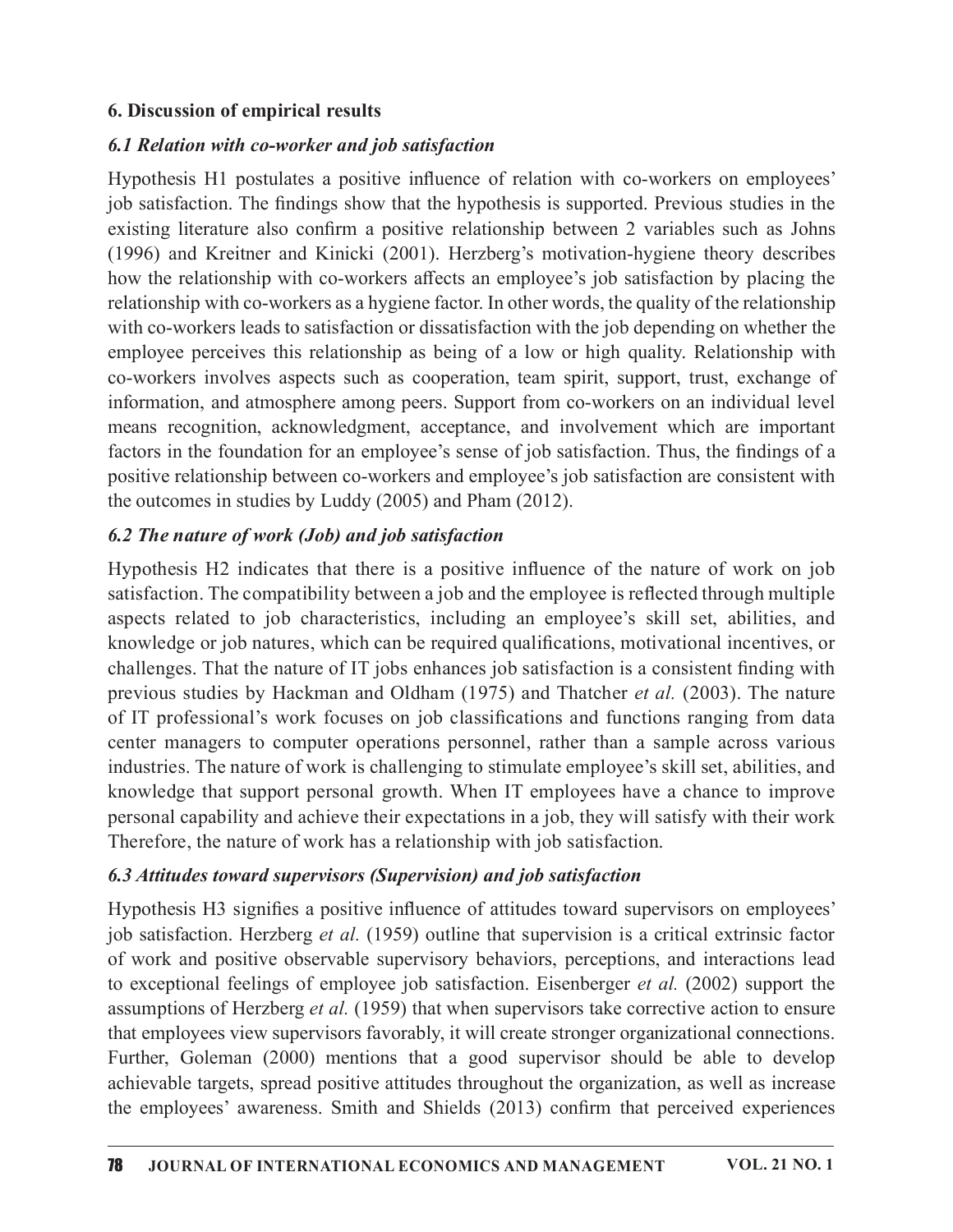## 6. Discussion of empirical results

### *6.1 Relation with co-worker and job satisfaction*

Hypothesis H1 postulates a positive influence of relation with co-workers on employees' job satisfaction. The findings show that the hypothesis is supported. Previous studies in the existing literature also confirm a positive relationship between 2 variables such as Johns (1996) and Kreitner and Kinicki (2001). Herzberg's motivation-hygiene theory describes how the relationship with co-workers affects an employee's job satisfaction by placing the relationship with co-workers as a hygiene factor. In other words, the quality of the relationship with co-workers leads to satisfaction or dissatisfaction with the job depending on whether the employee perceives this relationship as being of a low or high quality. Relationship with co-workers involves aspects such as cooperation, team spirit, support, trust, exchange of information, and atmosphere among peers. Support from co-workers on an individual level means recognition, acknowledgment, acceptance, and involvement which are important factors in the foundation for an employee's sense of job satisfaction. Thus, the findings of a positive relationship between co-workers and employee's job satisfaction are consistent with the outcomes in studies by Luddy (2005) and Pham (2012).

### *6.2 The nature of work (Job) and job satisfaction*

Hypothesis H2 indicates that there is a positive influence of the nature of work on job satisfaction. The compatibility between a job and the employee is reflected through multiple aspects related to job characteristics, including an employee's skill set, abilities, and knowledge or job natures, which can be required qualifications, motivational incentives, or challenges. That the nature of IT jobs enhances job satisfaction is a consistent finding with previous studies by Hackman and Oldham (1975) and Thatcher *et al.* (2003). The nature of IT professional's work focuses on job classifications and functions ranging from data center managers to computer operations personnel, rather than a sample across various industries. The nature of work is challenging to stimulate employee's skill set, abilities, and knowledge that support personal growth. When IT employees have a chance to improve personal capability and achieve their expectations in a job, they will satisfy with their work Therefore, the nature of work has a relationship with job satisfaction.

### *6.3 Attitudes toward supervisors (Supervision) and job satisfaction*

Hypothesis H3 signifies a positive influence of attitudes toward supervisors on employees' job satisfaction. Herzberg *et al.* (1959) outline that supervision is a critical extrinsic factor of work and positive observable supervisory behaviors, perceptions, and interactions lead to exceptional feelings of employee job satisfaction. Eisenberger *et al.* (2002) support the assumptions of Herzberg *et al.* (1959) that when supervisors take corrective action to ensure that employees view supervisors favorably, it will create stronger organizational connections. Further, Goleman (2000) mentions that a good supervisor should be able to develop achievable targets, spread positive attitudes throughout the organization, as well as increase the employees' awareness. Smith and Shields (2013) confirm that perceived experiences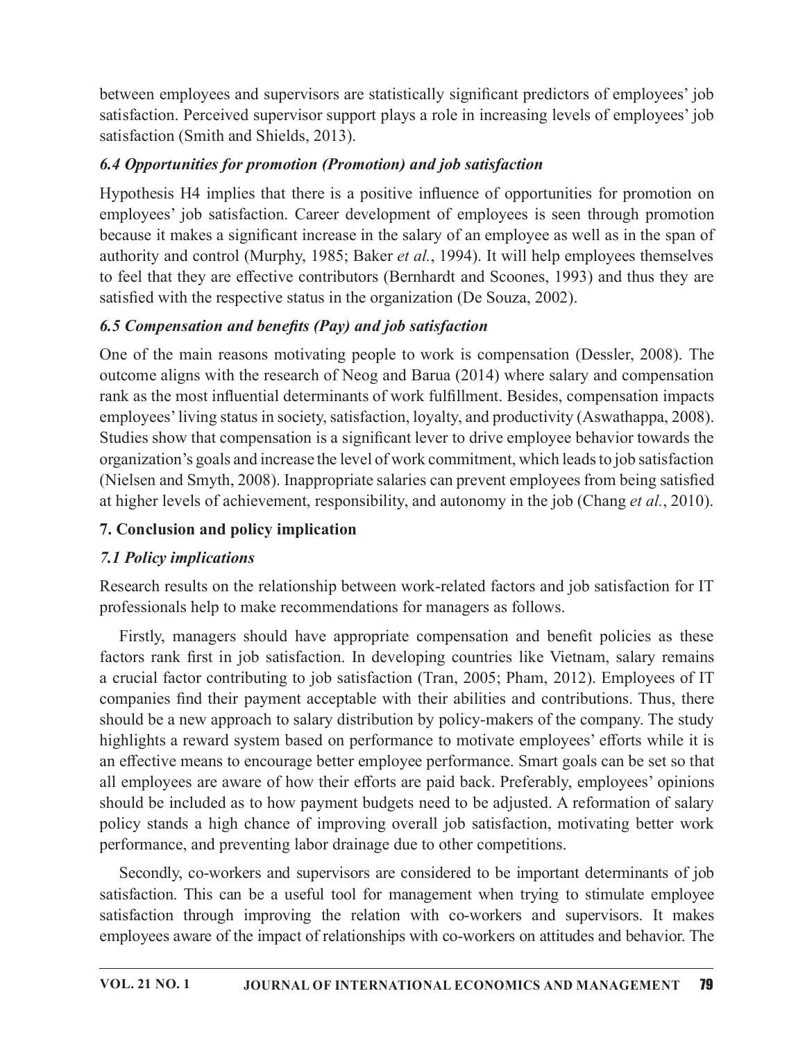between employees and supervisors are statistically significant predictors of employees' job satisfaction. Perceived supervisor support plays a role in increasing levels of employees' job satisfaction (Smith and Shields, 2013).

### *6.4 Opportunities for promotion (Promotion) and job satisfaction*

Hypothesis H4 implies that there is a positive influence of opportunities for promotion on employees' job satisfaction. Career development of employees is seen through promotion because it makes a significant increase in the salary of an employee as well as in the span of authority and control (Murphy, 1985; Baker *et al.*, 1994). It will help employees themselves to feel that they are effective contributors (Bernhardt and Scoones, 1993) and thus they are satisfied with the respective status in the organization (De Souza, 2002).

### *6.5 Compensation and benefits (Pay) and job satisfaction*

One of the main reasons motivating people to work is compensation (Dessler, 2008). The outcome aligns with the research of Neog and Barua (2014) where salary and compensation rank as the most influential determinants of work fulfillment. Besides, compensation impacts employees' living status in society, satisfaction, loyalty, and productivity (Aswathappa, 2008). Studies show that compensation is a significant lever to drive employee behavior towards the organization's goals and increase the level of work commitment, which leads to job satisfaction (Nielsen and Smyth, 2008). Inappropriate salaries can prevent employees from being satisfied at higher levels of achievement, responsibility, and autonomy in the job (Chang *et al.*, 2010).

## 7. Conclusion and policy implication

### *7.1 Policy implications*

Research results on the relationship between work-related factors and job satisfaction for IT professionals help to make recommendations for managers as follows.

Firstly, managers should have appropriate compensation and benefit policies as these factors rank first in job satisfaction. In developing countries like Vietnam, salary remains a crucial factor contributing to job satisfaction (Tran, 2005; Pham, 2012). Employees of IT companies find their payment acceptable with their abilities and contributions. Thus, there should be a new approach to salary distribution by policy-makers of the company. The study highlights a reward system based on performance to motivate employees' efforts while it is an effective means to encourage better employee performance. Smart goals can be set so that all employees are aware of how their efforts are paid back. Preferably, employees' opinions should be included as to how payment budgets need to be adjusted. A reformation of salary policy stands a high chance of improving overall job satisfaction, motivating better work performance, and preventing labor drainage due to other competitions.

Secondly, co-workers and supervisors are considered to be important determinants of job satisfaction. This can be a useful tool for management when trying to stimulate employee satisfaction through improving the relation with co-workers and supervisors. It makes employees aware of the impact of relationships with co-workers on attitudes and behavior. The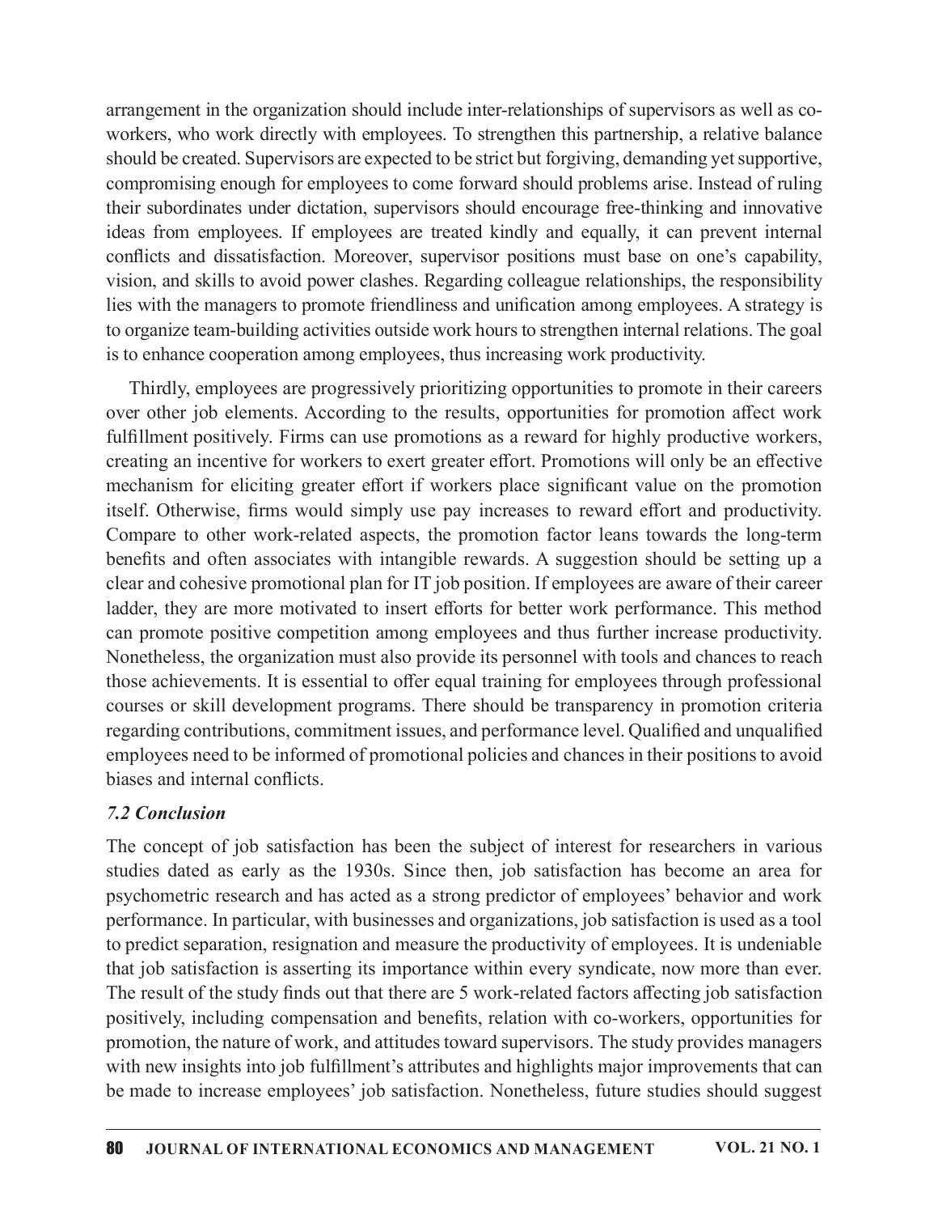arrangement in the organization should include inter-relationships of supervisors as well as co-workers, who work directly with employees. To strengthen this partnership, a relative balance should be created. Supervisors are expected to be strict but forgiving, demanding yet supportive, compromising enough for employees to come forward should problems arise. Instead of ruling their subordinates under dictation, supervisors should encourage free-thinking and innovative ideas from employees. If employees are treated kindly and equally, it can prevent internal conflicts and dissatisfaction. Moreover, supervisor positions must base on one's capability, vision, and skills to avoid power clashes. Regarding colleague relationships, the responsibility lies with the managers to promote friendliness and unification among employees. A strategy is to organize team-building activities outside work hours to strengthen internal relations. The goal is to enhance cooperation among employees, thus increasing work productivity.

Thirdly, employees are progressively prioritizing opportunities to promote in their careers over other job elements. According to the results, opportunities for promotion affect work fulfillment positively. Firms can use promotions as a reward for highly productive workers, creating an incentive for workers to exert greater effort. Promotions will only be an effective mechanism for eliciting greater effort if workers place significant value on the promotion itself. Otherwise, firms would simply use pay increases to reward effort and productivity. Compare to other work-related aspects, the promotion factor leans towards the long-term benefits and often associates with intangible rewards. A suggestion should be setting up a clear and cohesive promotional plan for IT job position. If employees are aware of their career ladder, they are more motivated to insert efforts for better work performance. This method can promote positive competition among employees and thus further increase productivity. Nonetheless, the organization must also provide its personnel with tools and chances to reach those achievements. It is essential to offer equal training for employees through professional courses or skill development programs. There should be transparency in promotion criteria regarding contributions, commitment issues, and performance level. Qualified and unqualified employees need to be informed of promotional policies and chances in their positions to avoid biases and internal conflicts.

### *7.2 Conclusion*

The concept of job satisfaction has been the subject of interest for researchers in various studies dated as early as the 1930s. Since then, job satisfaction has become an area for psychometric research and has acted as a strong predictor of employees' behavior and work performance. In particular, with businesses and organizations, job satisfaction is used as a tool to predict separation, resignation and measure the productivity of employees. It is undeniable that job satisfaction is asserting its importance within every syndicate, now more than ever. The result of the study finds out that there are 5 work-related factors affecting job satisfaction positively, including compensation and benefits, relation with co-workers, opportunities for promotion, the nature of work, and attitudes toward supervisors. The study provides managers with new insights into job fulfillment's attributes and highlights major improvements that can be made to increase employees' job satisfaction. Nonetheless, future studies should suggest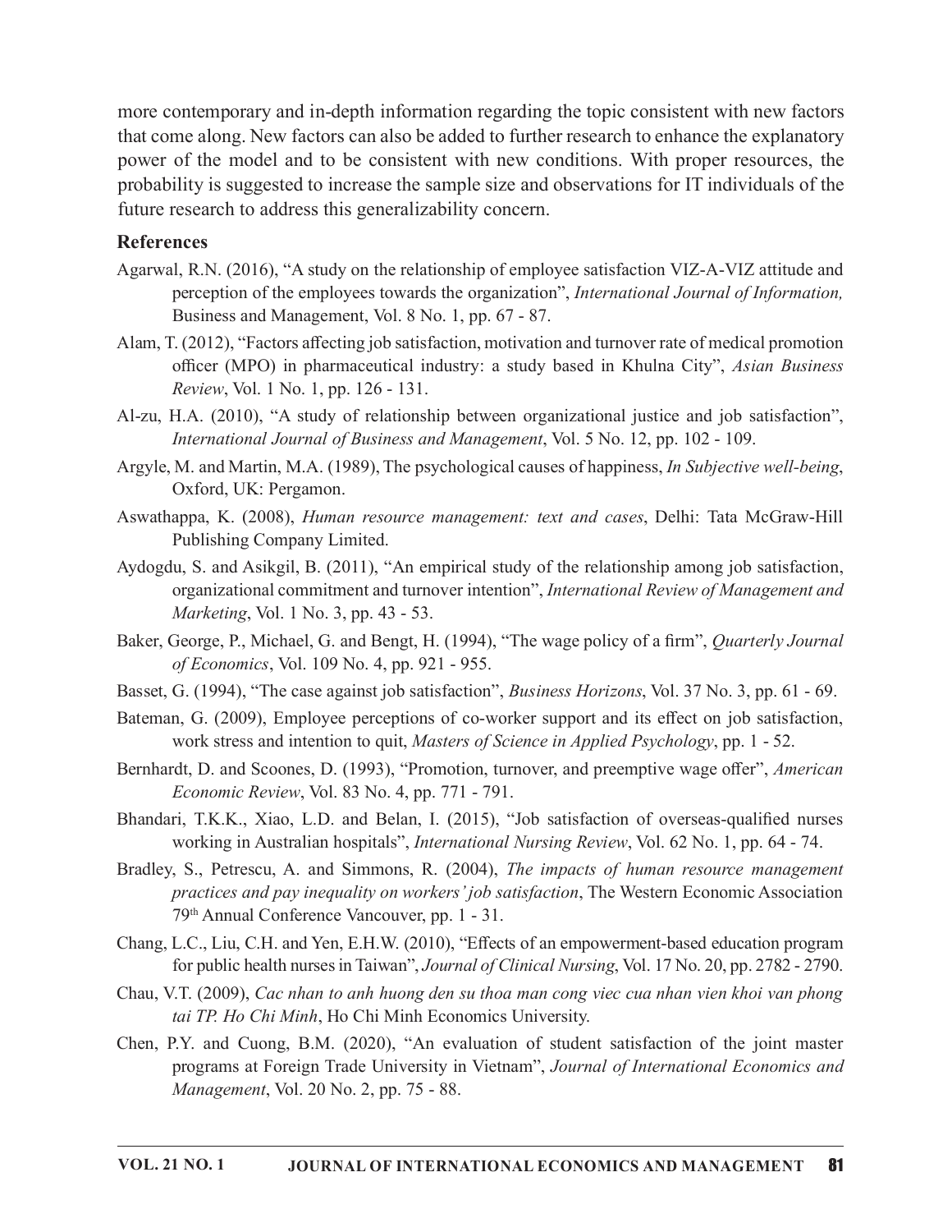more contemporary and in-depth information regarding the topic consistent with new factors that come along. New factors can also be added to further research to enhance the explanatory power of the model and to be consistent with new conditions. With proper resources, the probability is suggested to increase the sample size and observations for IT individuals of the future research to address this generalizability concern.

## References

Agarwal, R.N. (2016), "A study on the relationship of employee satisfaction VIZ-A-VIZ attitude and perception of the employees towards the organization", *International Journal of Information,* Business and Management, Vol. 8 No. 1, pp. 67 - 87.

Alam, T. (2012), "Factors affecting job satisfaction, motivation and turnover rate of medical promotion officer (MPO) in pharmaceutical industry: a study based in Khulna City", *Asian Business Review*, Vol. 1 No. 1, pp. 126 - 131.

Al-zu, H.A. (2010), "A study of relationship between organizational justice and job satisfaction", *International Journal of Business and Management*, Vol. 5 No. 12, pp. 102 - 109.

Argyle, M. and Martin, M.A. (1989), The psychological causes of happiness, *In Subjective well-being*, Oxford, UK: Pergamon.

Aswathappa, K. (2008), *Human resource management: text and cases*, Delhi: Tata McGraw-Hill Publishing Company Limited.

Aydogdu, S. and Asikgil, B. (2011), "An empirical study of the relationship among job satisfaction, organizational commitment and turnover intention", *International Review of Management and Marketing*, Vol. 1 No. 3, pp. 43 - 53.

Baker, George, P., Michael, G. and Bengt, H. (1994), "The wage policy of a firm", *Quarterly Journal of Economics*, Vol. 109 No. 4, pp. 921 - 955.

Basset, G. (1994), "The case against job satisfaction", *Business Horizons*, Vol. 37 No. 3, pp. 61 - 69.

Bateman, G. (2009), Employee perceptions of co-worker support and its effect on job satisfaction, work stress and intention to quit, *Masters of Science in Applied Psychology*, pp. 1 - 52.

Bernhardt, D. and Scoones, D. (1993), "Promotion, turnover, and preemptive wage offer", *American Economic Review*, Vol. 83 No. 4, pp. 771 - 791.

Bhandari, T.K.K., Xiao, L.D. and Belan, I. (2015), "Job satisfaction of overseas-qualified nurses working in Australian hospitals", *International Nursing Review*, Vol. 62 No. 1, pp. 64 - 74.

Bradley, S., Petrescu, A. and Simmons, R. (2004), *The impacts of human resource management practices and pay inequality on workers' job satisfaction*, The Western Economic Association 79th Annual Conference Vancouver, pp. 1 - 31.

Chang, L.C., Liu, C.H. and Yen, E.H.W. (2010), "Effects of an empowerment-based education program for public health nurses in Taiwan", *Journal of Clinical Nursing*, Vol. 17 No. 20, pp. 2782 - 2790.

Chau, V.T. (2009), *Cac nhan to anh huong den su thoa man cong viec cua nhan vien khoi van phong tai TP. Ho Chi Minh*, Ho Chi Minh Economics University.

Chen, P.Y. and Cuong, B.M. (2020), "An evaluation of student satisfaction of the joint master programs at Foreign Trade University in Vietnam", *Journal of International Economics and Management*, Vol. 20 No. 2, pp. 75 - 88.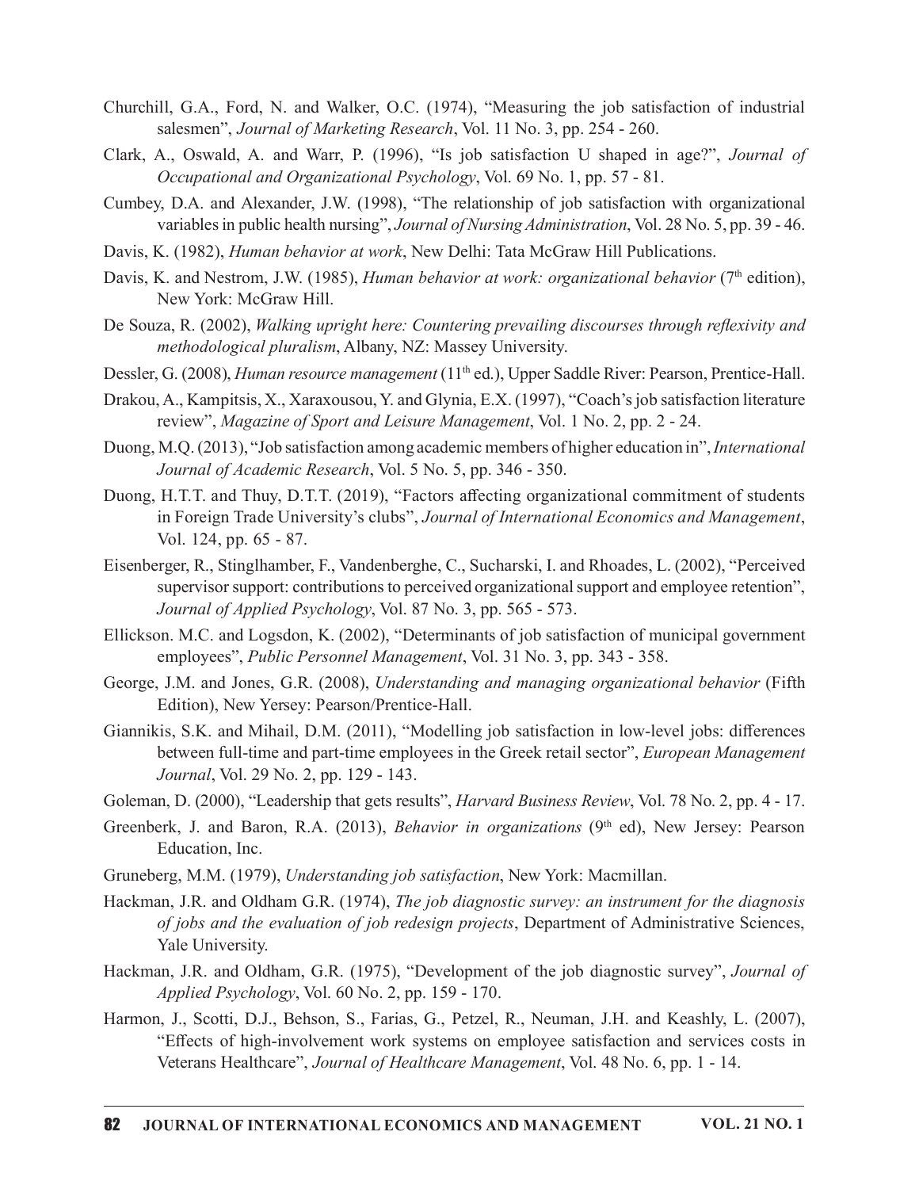Churchill, G.A., Ford, N. and Walker, O.C. (1974), "Measuring the job satisfaction of industrial salesmen", *Journal of Marketing Research*, Vol. 11 No. 3, pp. 254 - 260.

Clark, A., Oswald, A. and Warr, P. (1996), "Is job satisfaction U shaped in age?", *Journal of Occupational and Organizational Psychology*, Vol. 69 No. 1, pp. 57 - 81.

Cumbey, D.A. and Alexander, J.W. (1998), "The relationship of job satisfaction with organizational variables in public health nursing", *Journal of Nursing Administration*, Vol. 28 No. 5, pp. 39 - 46.

Davis, K. (1982), *Human behavior at work*, New Delhi: Tata McGraw Hill Publications.

Davis, K. and Nestrom, J.W. (1985), *Human behavior at work: organizational behavior* (7th edition), New York: McGraw Hill.

De Souza, R. (2002), *Walking upright here: Countering prevailing discourses through reflexivity and methodological pluralism*, Albany, NZ: Massey University.

Dessler, G. (2008), *Human resource management* (11th ed.), Upper Saddle River: Pearson, Prentice-Hall.

Drakou, A., Kampitsis, X., Xaraxousou, Y. and Glynia, E.X. (1997), "Coach's job satisfaction literature review", *Magazine of Sport and Leisure Management*, Vol. 1 No. 2, pp. 2 - 24.

Duong, M.Q. (2013), "Job satisfaction among academic members of higher education in", *International Journal of Academic Research*, Vol. 5 No. 5, pp. 346 - 350.

Duong, H.T.T. and Thuy, D.T.T. (2019), "Factors affecting organizational commitment of students in Foreign Trade University's clubs", *Journal of International Economics and Management*, Vol. 124, pp. 65 - 87.

Eisenberger, R., Stinglhamber, F., Vandenberghe, C., Sucharski, I. and Rhoades, L. (2002), "Perceived supervisor support: contributions to perceived organizational support and employee retention", *Journal of Applied Psychology*, Vol. 87 No. 3, pp. 565 - 573.

Ellickson. M.C. and Logsdon, K. (2002), "Determinants of job satisfaction of municipal government employees", *Public Personnel Management*, Vol. 31 No. 3, pp. 343 - 358.

George, J.M. and Jones, G.R. (2008), *Understanding and managing organizational behavior* (Fifth Edition), New Yersey: Pearson/Prentice-Hall.

Giannikis, S.K. and Mihail, D.M. (2011), "Modelling job satisfaction in low-level jobs: differences between full-time and part-time employees in the Greek retail sector", *European Management Journal*, Vol. 29 No. 2, pp. 129 - 143.

Goleman, D. (2000), "Leadership that gets results", *Harvard Business Review*, Vol. 78 No. 2, pp. 4 - 17.

Greenberk, J. and Baron, R.A. (2013), *Behavior in organizations* (9th ed), New Jersey: Pearson Education, Inc.

Gruneberg, M.M. (1979), *Understanding job satisfaction*, New York: Macmillan.

Hackman, J.R. and Oldham G.R. (1974), *The job diagnostic survey: an instrument for the diagnosis of jobs and the evaluation of job redesign projects*, Department of Administrative Sciences, Yale University.

Hackman, J.R. and Oldham, G.R. (1975), "Development of the job diagnostic survey", *Journal of Applied Psychology*, Vol. 60 No. 2, pp. 159 - 170.

Harmon, J., Scotti, D.J., Behson, S., Farias, G., Petzel, R., Neuman, J.H. and Keashly, L. (2007), "Effects of high-involvement work systems on employee satisfaction and services costs in Veterans Healthcare", *Journal of Healthcare Management*, Vol. 48 No. 6, pp. 1 - 14.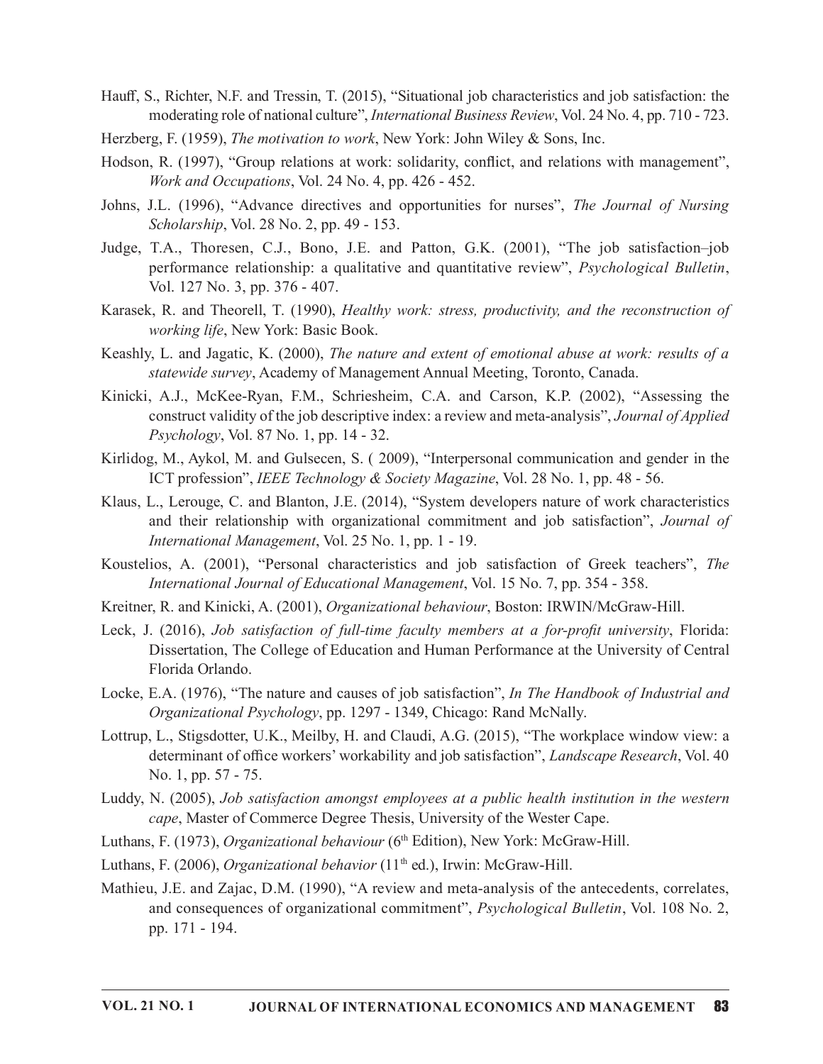Hauff, S., Richter, N.F. and Tressin, T. (2015), "Situational job characteristics and job satisfaction: the moderating role of national culture", *International Business Review*, Vol. 24 No. 4, pp. 710 - 723.

Herzberg, F. (1959), *The motivation to work*, New York: John Wiley & Sons, Inc.

Hodson, R. (1997), "Group relations at work: solidarity, conflict, and relations with management", *Work and Occupations*, Vol. 24 No. 4, pp. 426 - 452.

Johns, J.L. (1996), "Advance directives and opportunities for nurses", *The Journal of Nursing Scholarship*, Vol. 28 No. 2, pp. 49 - 153.

Judge, T.A., Thoresen, C.J., Bono, J.E. and Patton, G.K. (2001), "The job satisfaction–job performance relationship: a qualitative and quantitative review", *Psychological Bulletin*, Vol. 127 No. 3, pp. 376 - 407.

Karasek, R. and Theorell, T. (1990), *Healthy work: stress, productivity, and the reconstruction of working life*, New York: Basic Book.

Keashly, L. and Jagatic, K. (2000), *The nature and extent of emotional abuse at work: results of a statewide survey*, Academy of Management Annual Meeting, Toronto, Canada.

Kinicki, A.J., McKee-Ryan, F.M., Schriesheim, C.A. and Carson, K.P. (2002), "Assessing the construct validity of the job descriptive index: a review and meta-analysis", *Journal of Applied Psychology*, Vol. 87 No. 1, pp. 14 - 32.

Kirlidog, M., Aykol, M. and Gulsecen, S. ( 2009), "Interpersonal communication and gender in the ICT profession", *IEEE Technology & Society Magazine*, Vol. 28 No. 1, pp. 48 - 56.

Klaus, L., Lerouge, C. and Blanton, J.E. (2014), "System developers nature of work characteristics and their relationship with organizational commitment and job satisfaction", *Journal of International Management*, Vol. 25 No. 1, pp. 1 - 19.

Koustelios, A. (2001), "Personal characteristics and job satisfaction of Greek teachers", *The International Journal of Educational Management*, Vol. 15 No. 7, pp. 354 - 358.

Kreitner, R. and Kinicki, A. (2001), *Organizational behaviour*, Boston: IRWIN/McGraw-Hill.

Leck, J. (2016), *Job satisfaction of full-time faculty members at a for-profit university*, Florida: Dissertation, The College of Education and Human Performance at the University of Central Florida Orlando.

Locke, E.A. (1976), "The nature and causes of job satisfaction", *In The Handbook of Industrial and Organizational Psychology*, pp. 1297 - 1349, Chicago: Rand McNally.

Lottrup, L., Stigsdotter, U.K., Meilby, H. and Claudi, A.G. (2015), "The workplace window view: a determinant of office workers' workability and job satisfaction", *Landscape Research*, Vol. 40 No. 1, pp. 57 - 75.

Luddy, N. (2005), *Job satisfaction amongst employees at a public health institution in the western cape*, Master of Commerce Degree Thesis, University of the Wester Cape.

Luthans, F. (1973), *Organizational behaviour* (6th Edition), New York: McGraw-Hill.

Luthans, F. (2006), *Organizational behavior* (11th ed.), Irwin: McGraw-Hill.

Mathieu, J.E. and Zajac, D.M. (1990), "A review and meta-analysis of the antecedents, correlates, and consequences of organizational commitment", *Psychological Bulletin*, Vol. 108 No. 2, pp. 171 - 194.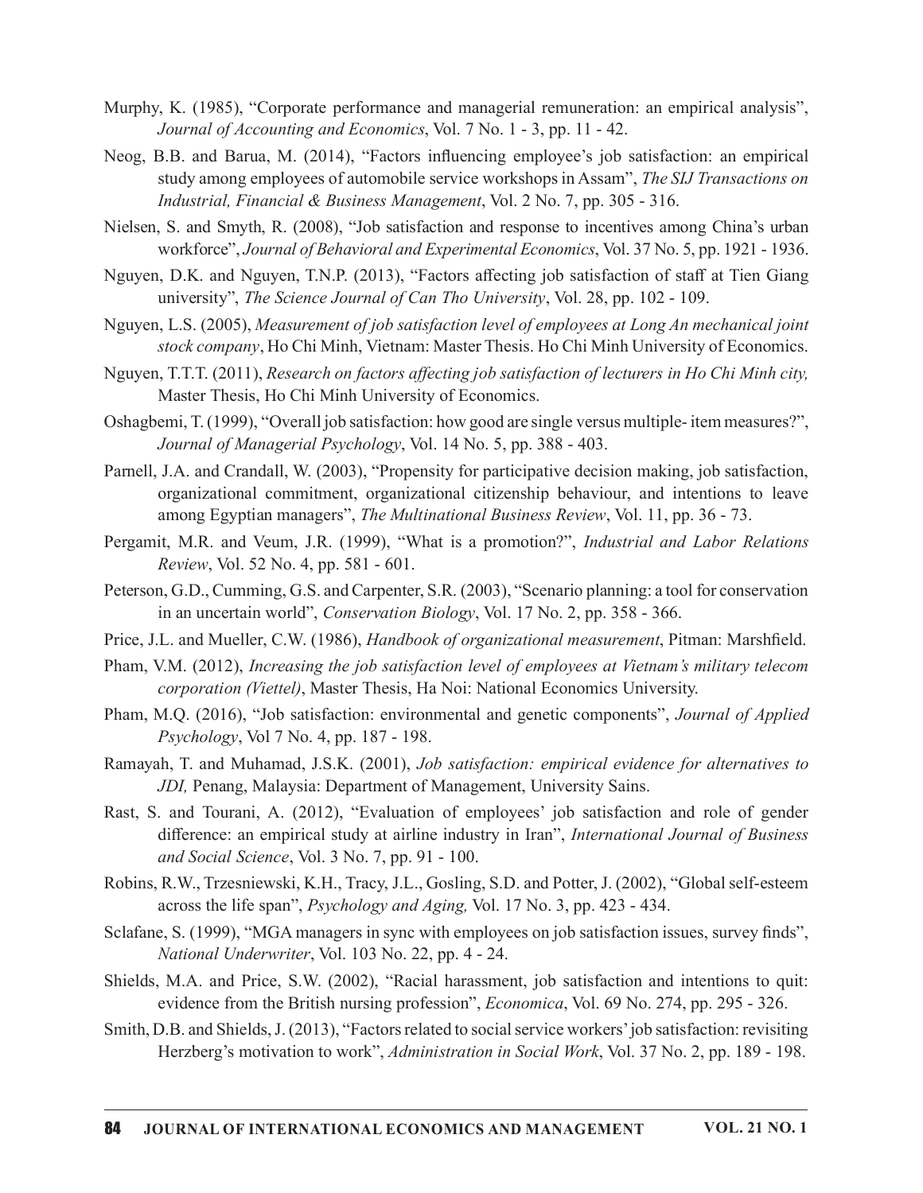Murphy, K. (1985), "Corporate performance and managerial remuneration: an empirical analysis", *Journal of Accounting and Economics*, Vol. 7 No. 1 - 3, pp. 11 - 42.

Neog, B.B. and Barua, M. (2014), "Factors influencing employee's job satisfaction: an empirical study among employees of automobile service workshops in Assam", *The SIJ Transactions on Industrial, Financial & Business Management*, Vol. 2 No. 7, pp. 305 - 316.

Nielsen, S. and Smyth, R. (2008), "Job satisfaction and response to incentives among China's urban workforce", *Journal of Behavioral and Experimental Economics*, Vol. 37 No. 5, pp. 1921 - 1936.

Nguyen, D.K. and Nguyen, T.N.P. (2013), "Factors affecting job satisfaction of staff at Tien Giang university", *The Science Journal of Can Tho University*, Vol. 28, pp. 102 - 109.

Nguyen, L.S. (2005), *Measurement of job satisfaction level of employees at Long An mechanical joint stock company*, Ho Chi Minh, Vietnam: Master Thesis. Ho Chi Minh University of Economics.

Nguyen, T.T.T. (2011), *Research on factors affecting job satisfaction of lecturers in Ho Chi Minh city,* Master Thesis, Ho Chi Minh University of Economics.

Oshagbemi, T. (1999), "Overall job satisfaction: how good are single versus multiple- item measures?", *Journal of Managerial Psychology*, Vol. 14 No. 5, pp. 388 - 403.

Parnell, J.A. and Crandall, W. (2003), "Propensity for participative decision making, job satisfaction, organizational commitment, organizational citizenship behaviour, and intentions to leave among Egyptian managers", *The Multinational Business Review*, Vol. 11, pp. 36 - 73.

Pergamit, M.R. and Veum, J.R. (1999), "What is a promotion?", *Industrial and Labor Relations Review*, Vol. 52 No. 4, pp. 581 - 601.

Peterson, G.D., Cumming, G.S. and Carpenter, S.R. (2003), "Scenario planning: a tool for conservation in an uncertain world", *Conservation Biology*, Vol. 17 No. 2, pp. 358 - 366.

Price, J.L. and Mueller, C.W. (1986), *Handbook of organizational measurement*, Pitman: Marshfield.

Pham, V.M. (2012), *Increasing the job satisfaction level of employees at Vietnam's military telecom corporation (Viettel)*, Master Thesis, Ha Noi: National Economics University.

Pham, M.Q. (2016), "Job satisfaction: environmental and genetic components", *Journal of Applied Psychology*, Vol 7 No. 4, pp. 187 - 198.

Ramayah, T. and Muhamad, J.S.K. (2001), *Job satisfaction: empirical evidence for alternatives to JDI,* Penang, Malaysia: Department of Management, University Sains.

Rast, S. and Tourani, A. (2012), "Evaluation of employees' job satisfaction and role of gender difference: an empirical study at airline industry in Iran", *International Journal of Business and Social Science*, Vol. 3 No. 7, pp. 91 - 100.

Robins, R.W., Trzesniewski, K.H., Tracy, J.L., Gosling, S.D. and Potter, J. (2002), "Global self-esteem across the life span", *Psychology and Aging,* Vol. 17 No. 3, pp. 423 - 434.

Sclafane, S. (1999), "MGA managers in sync with employees on job satisfaction issues, survey finds", *National Underwriter*, Vol. 103 No. 22, pp. 4 - 24.

Shields, M.A. and Price, S.W. (2002), "Racial harassment, job satisfaction and intentions to quit: evidence from the British nursing profession", *Economica*, Vol. 69 No. 274, pp. 295 - 326.

Smith, D.B. and Shields, J. (2013), "Factors related to social service workers' job satisfaction: revisiting Herzberg's motivation to work", *Administration in Social Work*, Vol. 37 No. 2, pp. 189 - 198.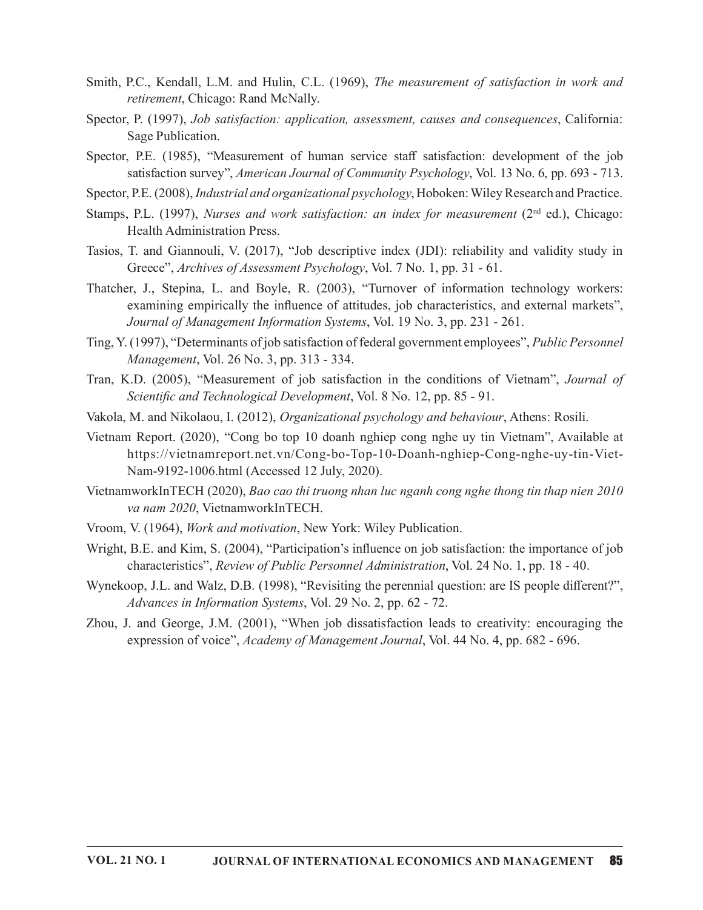Smith, P.C., Kendall, L.M. and Hulin, C.L. (1969), *The measurement of satisfaction in work and retirement*, Chicago: Rand McNally.

Spector, P. (1997), *Job satisfaction: application, assessment, causes and consequences*, California: Sage Publication.

Spector, P.E. (1985), "Measurement of human service staff satisfaction: development of the job satisfaction survey", *American Journal of Community Psychology*, Vol. 13 No. 6, pp. 693 - 713.

Spector, P.E. (2008), *Industrial and organizational psychology*, Hoboken: Wiley Research and Practice.

Stamps, P.L. (1997), *Nurses and work satisfaction: an index for measurement* (2nd ed.), Chicago: Health Administration Press.

Tasios, T. and Giannouli, V. (2017), "Job descriptive index (JDI): reliability and validity study in Greece", *Archives of Assessment Psychology*, Vol. 7 No. 1, pp. 31 - 61.

Thatcher, J., Stepina, L. and Boyle, R. (2003), "Turnover of information technology workers: examining empirically the influence of attitudes, job characteristics, and external markets", *Journal of Management Information Systems*, Vol. 19 No. 3, pp. 231 - 261.

Ting, Y. (1997), "Determinants of job satisfaction of federal government employees", *Public Personnel Management*, Vol. 26 No. 3, pp. 313 - 334.

Tran, K.D. (2005), "Measurement of job satisfaction in the conditions of Vietnam", *Journal of Scientific and Technological Development*, Vol. 8 No. 12, pp. 85 - 91.

Vakola, M. and Nikolaou, I. (2012), *Organizational psychology and behaviour*, Athens: Rosili.

Vietnam Report. (2020), "Cong bo top 10 doanh nghiep cong nghe uy tin Vietnam", Available at https://vietnamreport.net.vn/Cong-bo-Top-10-Doanh-nghiep-Cong-nghe-uy-tin-Viet-Nam-9192-1006.html (Accessed 12 July, 2020).

VietnamworkInTECH (2020), *Bao cao thi truong nhan luc nganh cong nghe thong tin thap nien 2010 va nam 2020*, VietnamworkInTECH.

Vroom, V. (1964), *Work and motivation*, New York: Wiley Publication.

Wright, B.E. and Kim, S. (2004), "Participation's influence on job satisfaction: the importance of job characteristics", *Review of Public Personnel Administration*, Vol. 24 No. 1, pp. 18 - 40.

Wynekoop, J.L. and Walz, D.B. (1998), "Revisiting the perennial question: are IS people different?", *Advances in Information Systems*, Vol. 29 No. 2, pp. 62 - 72.

Zhou, J. and George, J.M. (2001), "When job dissatisfaction leads to creativity: encouraging the expression of voice", *Academy of Management Journal*, Vol. 44 No. 4, pp. 682 - 696.